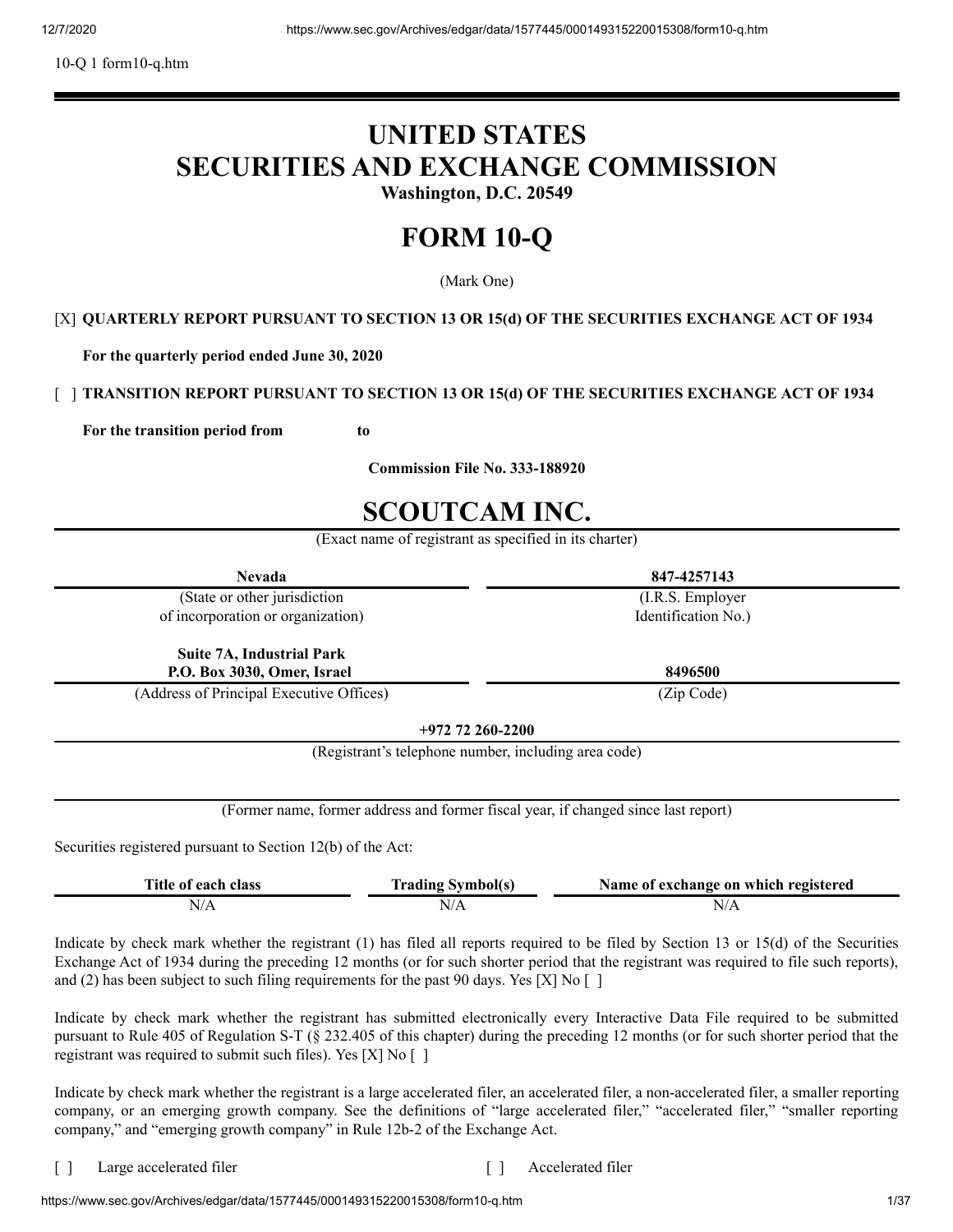10-Q 1 form10-q.htm

# UNITED STATES
# SECURITIES AND EXCHANGE COMMISSION

**Washington, D.C. 20549**

# FORM 10-Q

(Mark One)

[X] **QUARTERLY REPORT PURSUANT TO SECTION 13 OR 15(d) OF THE SECURITIES EXCHANGE ACT OF 1934**

**For the quarterly period ended June 30, 2020**

[ ] **TRANSITION REPORT PURSUANT TO SECTION 13 OR 15(d) OF THE SECURITIES EXCHANGE ACT OF 1934**

**For the transition period from to**

**Commission File No. 333-188920**

# SCOUTCAM INC.

(Exact name of registrant as specified in its charter)

| **Nevada** | **847-4257143** |
|---|---|
| (State or other jurisdiction of incorporation or organization) | (I.R.S. Employer Identification No.) |
| **Suite 7A, Industrial Park P.O. Box 3030, Omer, Israel** | **8496500** |
| (Address of Principal Executive Offices) | (Zip Code) |

**+972 72 260-2200**

(Registrant's telephone number, including area code)

(Former name, former address and former fiscal year, if changed since last report)

Securities registered pursuant to Section 12(b) of the Act:

| Title of each class | Trading Symbol(s) | Name of exchange on which registered |
|---|---|---|
| N/A | N/A | N/A |

Indicate by check mark whether the registrant (1) has filed all reports required to be filed by Section 13 or 15(d) of the Securities Exchange Act of 1934 during the preceding 12 months (or for such shorter period that the registrant was required to file such reports), and (2) has been subject to such filing requirements for the past 90 days. Yes [X] No [ ]

Indicate by check mark whether the registrant has submitted electronically every Interactive Data File required to be submitted pursuant to Rule 405 of Regulation S-T (§ 232.405 of this chapter) during the preceding 12 months (or for such shorter period that the registrant was required to submit such files). Yes [X] No [ ]

Indicate by check mark whether the registrant is a large accelerated filer, an accelerated filer, a non-accelerated filer, a smaller reporting company, or an emerging growth company. See the definitions of "large accelerated filer," "accelerated filer," "smaller reporting company," and "emerging growth company" in Rule 12b-2 of the Exchange Act.

[ ] Large accelerated filer [ ] Accelerated filer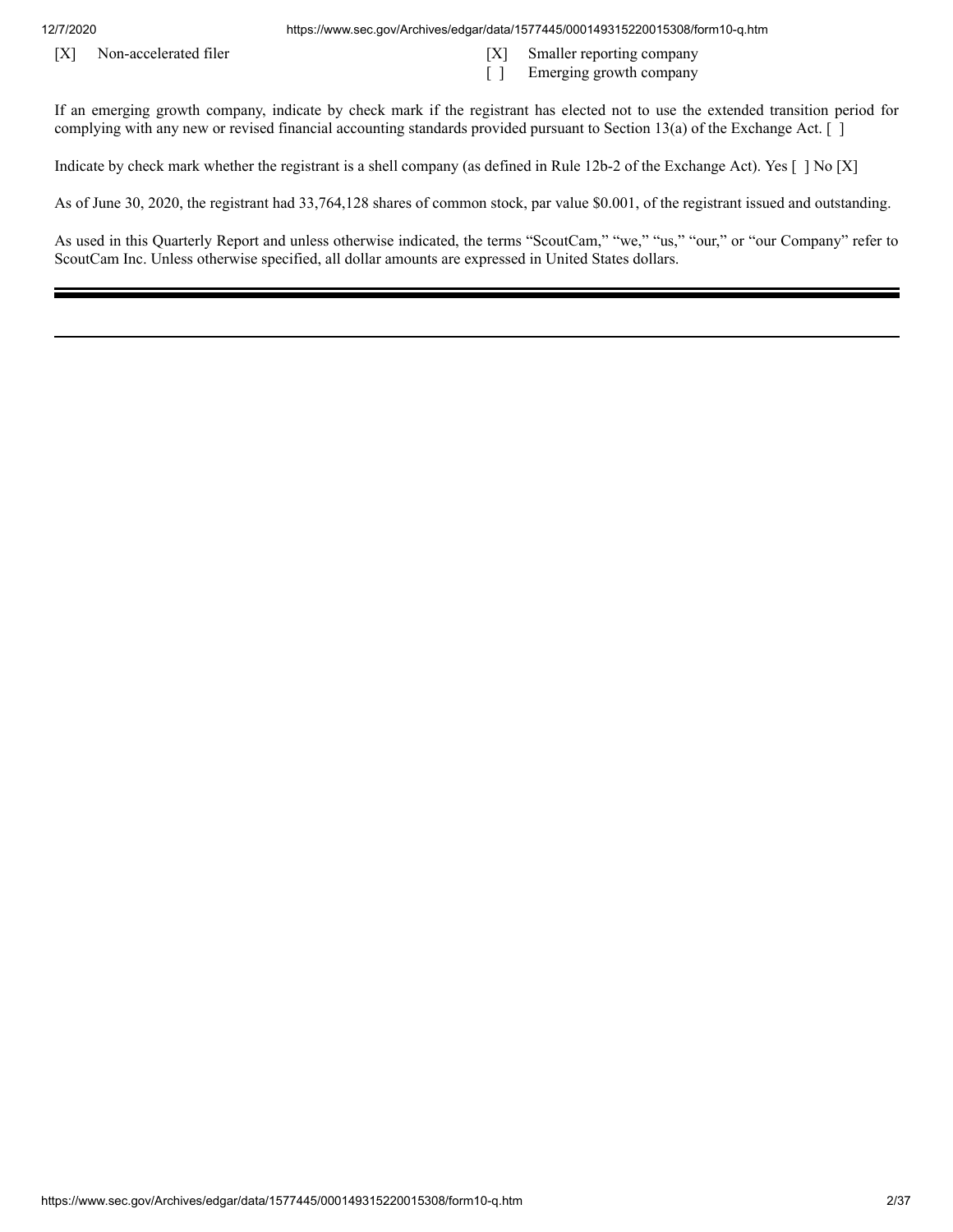[X] Non-accelerated filer

[X] Smaller reporting company

[ ] Emerging growth company

If an emerging growth company, indicate by check mark if the registrant has elected not to use the extended transition period for complying with any new or revised financial accounting standards provided pursuant to Section 13(a) of the Exchange Act. [ ]

Indicate by check mark whether the registrant is a shell company (as defined in Rule 12b-2 of the Exchange Act). Yes [ ] No [X]

As of June 30, 2020, the registrant had 33,764,128 shares of common stock, par value $0.001, of the registrant issued and outstanding.

As used in this Quarterly Report and unless otherwise indicated, the terms "ScoutCam," "we," "us," "our," or "our Company" refer to ScoutCam Inc. Unless otherwise specified, all dollar amounts are expressed in United States dollars.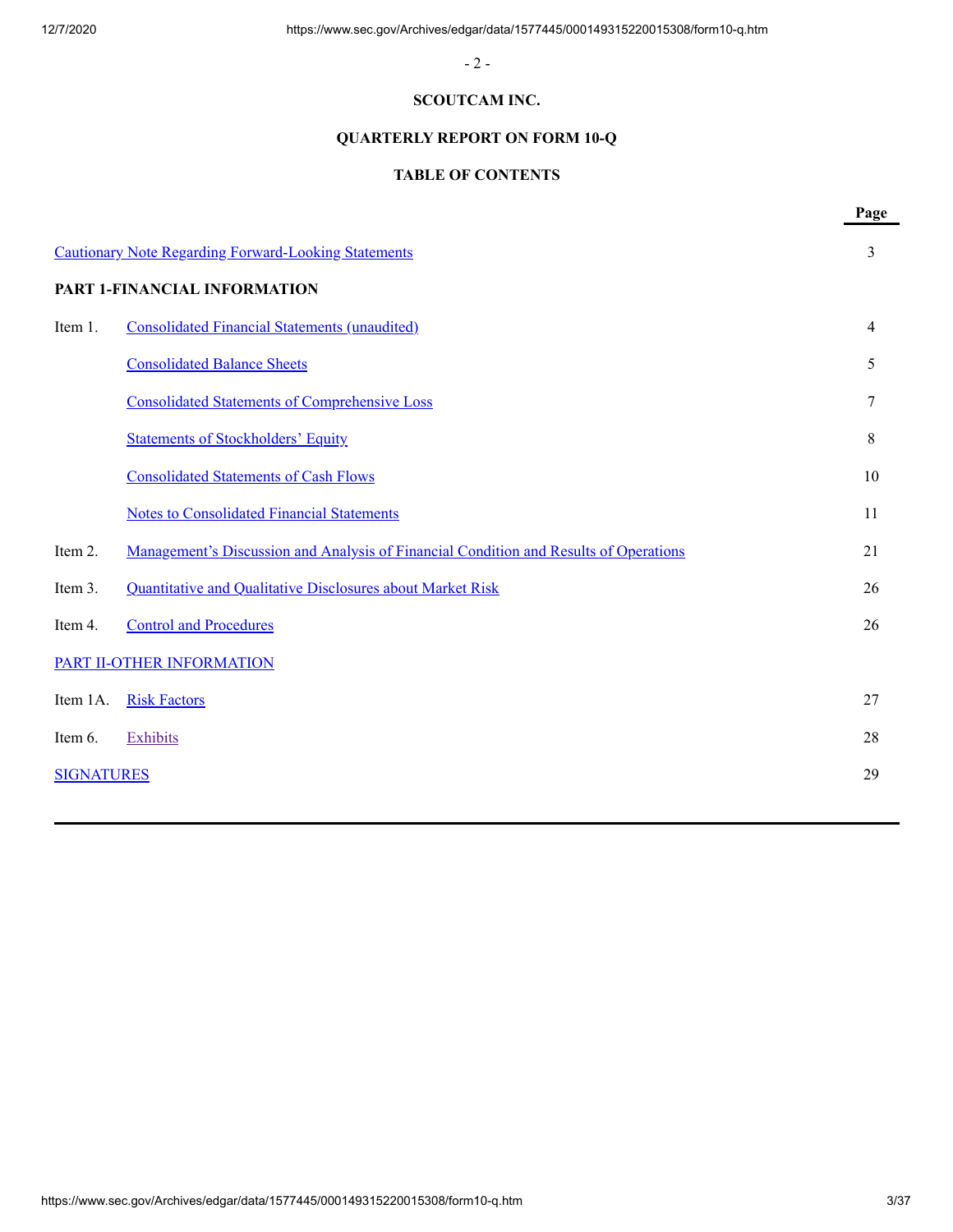**SCOUTCAM INC.**

**QUARTERLY REPORT ON FORM 10-Q**

**TABLE OF CONTENTS**

| | | Page |
|---|---|---|
| Cautionary Note Regarding Forward-Looking Statements | | 3 |
| **PART 1-FINANCIAL INFORMATION** | | |
| Item 1. | Consolidated Financial Statements (unaudited) | 4 |
| | Consolidated Balance Sheets | 5 |
| | Consolidated Statements of Comprehensive Loss | 7 |
| | Statements of Stockholders' Equity | 8 |
| | Consolidated Statements of Cash Flows | 10 |
| | Notes to Consolidated Financial Statements | 11 |
| Item 2. | Management's Discussion and Analysis of Financial Condition and Results of Operations | 21 |
| Item 3. | Quantitative and Qualitative Disclosures about Market Risk | 26 |
| Item 4. | Control and Procedures | 26 |
| PART II-OTHER INFORMATION | | |
| Item 1A. | Risk Factors | 27 |
| Item 6. | Exhibits | 28 |
| SIGNATURES | | 29 |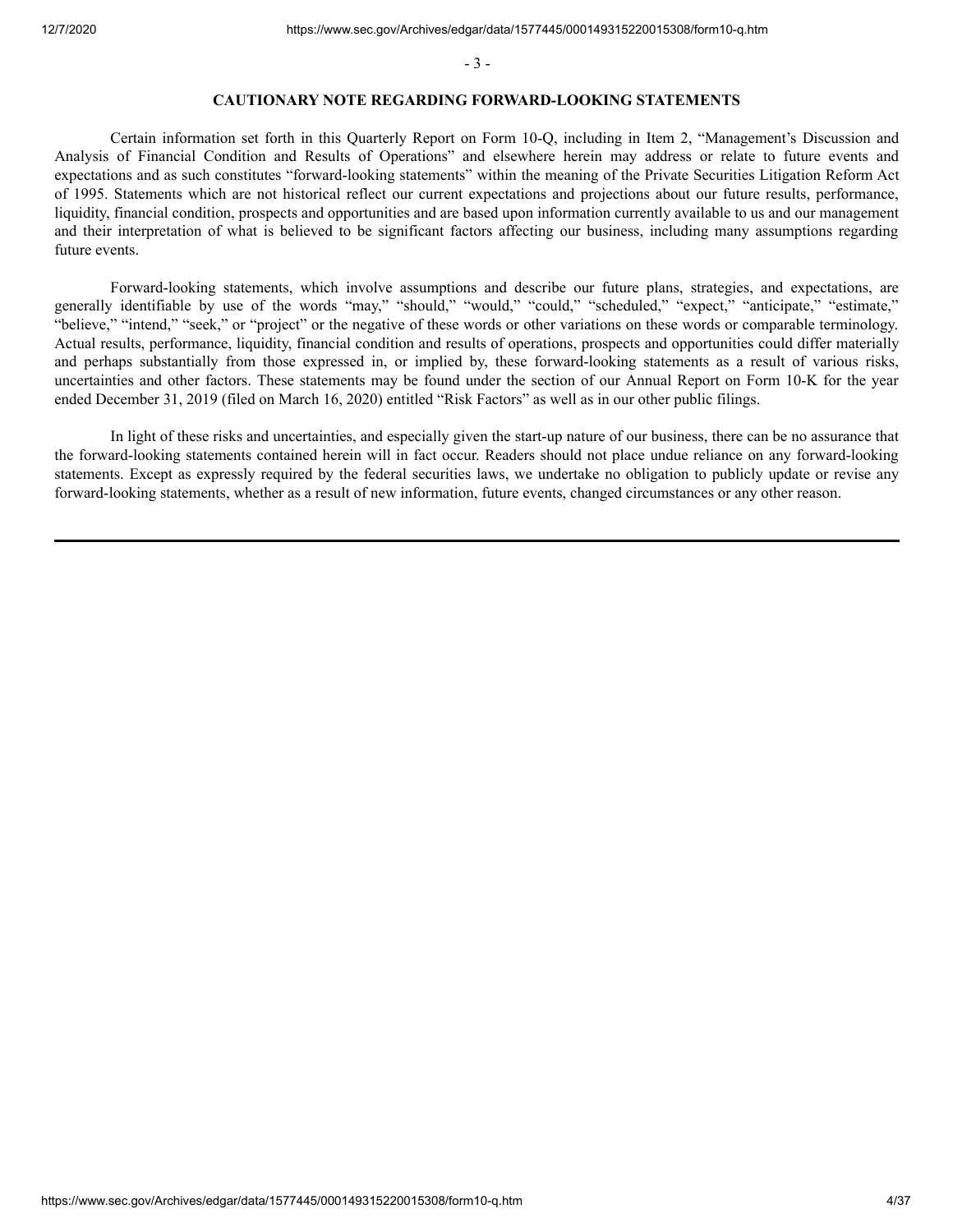## CAUTIONARY NOTE REGARDING FORWARD-LOOKING STATEMENTS

Certain information set forth in this Quarterly Report on Form 10-Q, including in Item 2, "Management's Discussion and Analysis of Financial Condition and Results of Operations" and elsewhere herein may address or relate to future events and expectations and as such constitutes "forward-looking statements" within the meaning of the Private Securities Litigation Reform Act of 1995. Statements which are not historical reflect our current expectations and projections about our future results, performance, liquidity, financial condition, prospects and opportunities and are based upon information currently available to us and our management and their interpretation of what is believed to be significant factors affecting our business, including many assumptions regarding future events.

Forward-looking statements, which involve assumptions and describe our future plans, strategies, and expectations, are generally identifiable by use of the words "may," "should," "would," "could," "scheduled," "expect," "anticipate," "estimate," "believe," "intend," "seek," or "project" or the negative of these words or other variations on these words or comparable terminology. Actual results, performance, liquidity, financial condition and results of operations, prospects and opportunities could differ materially and perhaps substantially from those expressed in, or implied by, these forward-looking statements as a result of various risks, uncertainties and other factors. These statements may be found under the section of our Annual Report on Form 10-K for the year ended December 31, 2019 (filed on March 16, 2020) entitled "Risk Factors" as well as in our other public filings.

In light of these risks and uncertainties, and especially given the start-up nature of our business, there can be no assurance that the forward-looking statements contained herein will in fact occur. Readers should not place undue reliance on any forward-looking statements. Except as expressly required by the federal securities laws, we undertake no obligation to publicly update or revise any forward-looking statements, whether as a result of new information, future events, changed circumstances or any other reason.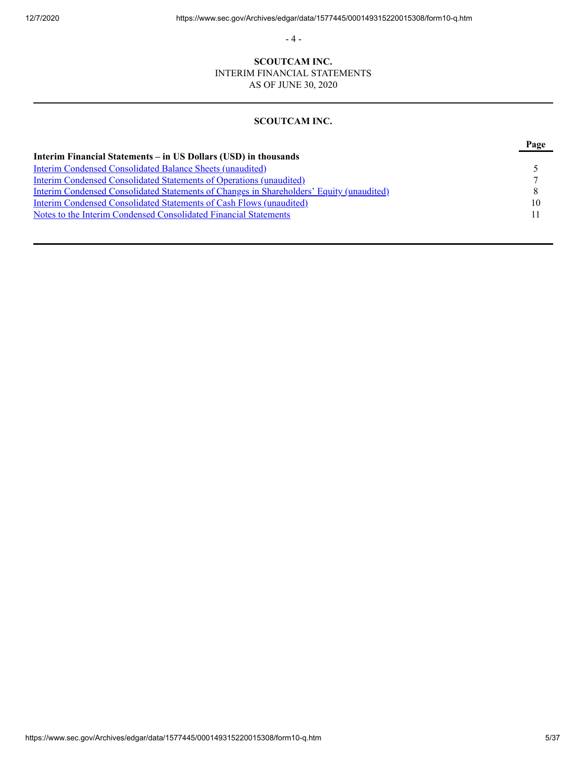**SCOUTCAM INC.**

INTERIM FINANCIAL STATEMENTS

AS OF JUNE 30, 2020

**SCOUTCAM INC.**

| | Page |
|---|---|
| **Interim Financial Statements – in US Dollars (USD) in thousands** | |
| Interim Condensed Consolidated Balance Sheets (unaudited) | 5 |
| Interim Condensed Consolidated Statements of Operations (unaudited) | 7 |
| Interim Condensed Consolidated Statements of Changes in Shareholders' Equity (unaudited) | 8 |
| Interim Condensed Consolidated Statements of Cash Flows (unaudited) | 10 |
| Notes to the Interim Condensed Consolidated Financial Statements | 11 |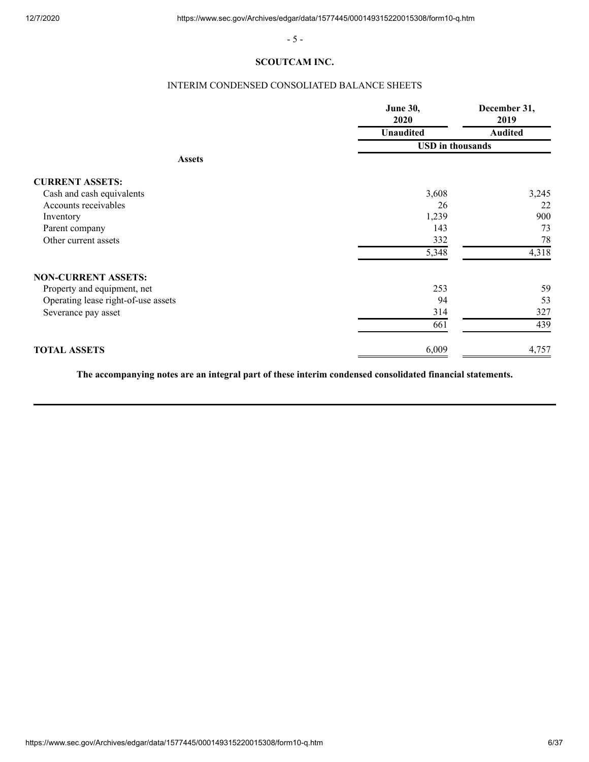## SCOUTCAM INC.

### INTERIM CONDENSED CONSOLIATED BALANCE SHEETS

| | June 30, 2020 | December 31, 2019 |
|---|---|---|
| | Unaudited | Audited |
| | USD in thousands | |
| **Assets** | | |
| **CURRENT ASSETS:** | | |
| Cash and cash equivalents | 3,608 | 3,245 |
| Accounts receivables | 26 | 22 |
| Inventory | 1,239 | 900 |
| Parent company | 143 | 73 |
| Other current assets | 332 | 78 |
| | 5,348 | 4,318 |
| **NON-CURRENT ASSETS:** | | |
| Property and equipment, net | 253 | 59 |
| Operating lease right-of-use assets | 94 | 53 |
| Severance pay asset | 314 | 327 |
| | 661 | 439 |
| **TOTAL ASSETS** | 6,009 | 4,757 |

**The accompanying notes are an integral part of these interim condensed consolidated financial statements.**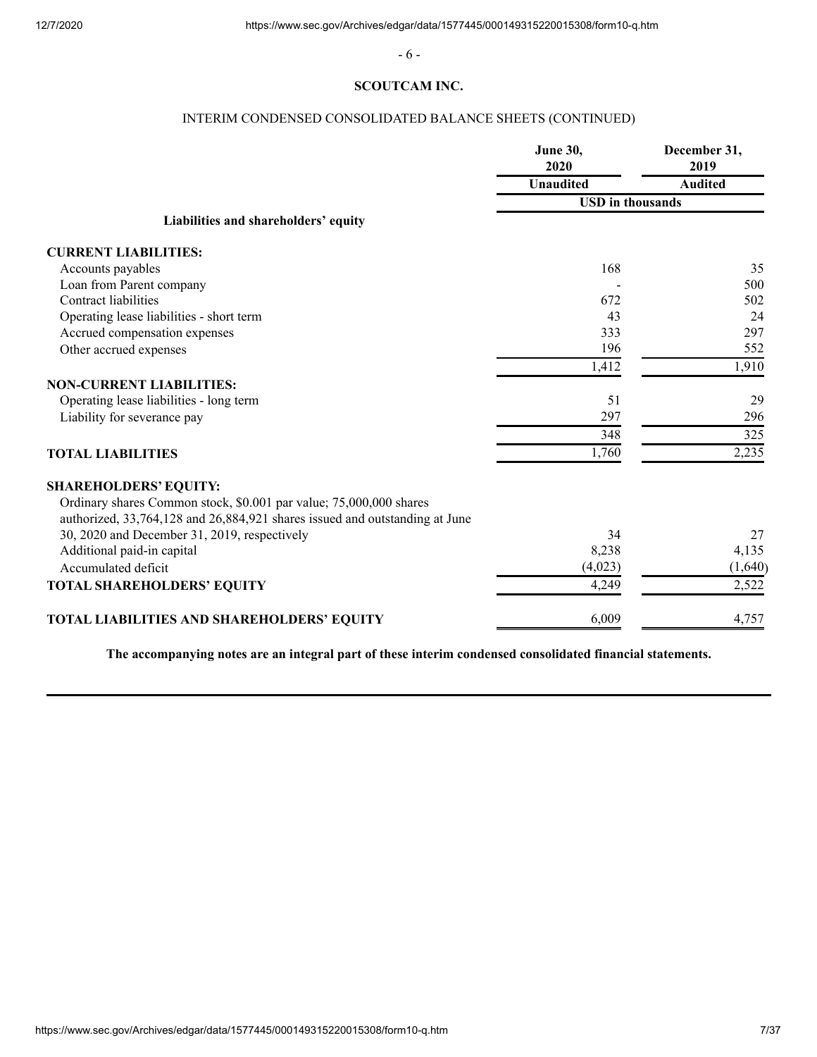**SCOUTCAM INC.**

INTERIM CONDENSED CONSOLIDATED BALANCE SHEETS (CONTINUED)

| | June 30, 2020 | December 31, 2019 |
|---|---|---|
| | Unaudited | Audited |
| | USD in thousands | |
| **Liabilities and shareholders' equity** | | |
| **CURRENT LIABILITIES:** | | |
| Accounts payables | 168 | 35 |
| Loan from Parent company | - | 500 |
| Contract liabilities | 672 | 502 |
| Operating lease liabilities - short term | 43 | 24 |
| Accrued compensation expenses | 333 | 297 |
| Other accrued expenses | 196 | 552 |
| | 1,412 | 1,910 |
| **NON-CURRENT LIABILITIES:** | | |
| Operating lease liabilities - long term | 51 | 29 |
| Liability for severance pay | 297 | 296 |
| | 348 | 325 |
| **TOTAL LIABILITIES** | 1,760 | 2,235 |
| **SHAREHOLDERS' EQUITY:** | | |
| Ordinary shares Common stock, $0.001 par value; 75,000,000 shares authorized, 33,764,128 and 26,884,921 shares issued and outstanding at June 30, 2020 and December 31, 2019, respectively | 34 | 27 |
| Additional paid-in capital | 8,238 | 4,135 |
| Accumulated deficit | (4,023) | (1,640) |
| **TOTAL SHAREHOLDERS' EQUITY** | 4,249 | 2,522 |
| **TOTAL LIABILITIES AND SHAREHOLDERS' EQUITY** | 6,009 | 4,757 |

**The accompanying notes are an integral part of these interim condensed consolidated financial statements.**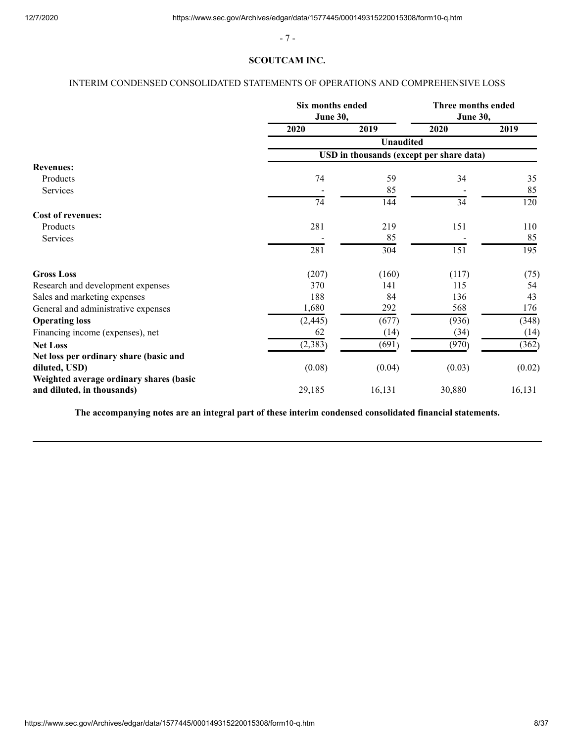**SCOUTCAM INC.**

INTERIM CONDENSED CONSOLIDATED STATEMENTS OF OPERATIONS AND COMPREHENSIVE LOSS

| | Six months ended June 30, | | Three months ended June 30, | |
|---|---|---|---|---|
| | 2020 | 2019 | 2020 | 2019 |
| | Unaudited | | | |
| | USD in thousands (except per share data) | | | |
| **Revenues:** | | | | |
| Products | 74 | 59 | 34 | 35 |
| Services | - | 85 | - | 85 |
| | 74 | 144 | 34 | 120 |
| **Cost of revenues:** | | | | |
| Products | 281 | 219 | 151 | 110 |
| Services | - | 85 | - | 85 |
| | 281 | 304 | 151 | 195 |
| **Gross Loss** | (207) | (160) | (117) | (75) |
| Research and development expenses | 370 | 141 | 115 | 54 |
| Sales and marketing expenses | 188 | 84 | 136 | 43 |
| General and administrative expenses | 1,680 | 292 | 568 | 176 |
| **Operating loss** | (2,445) | (677) | (936) | (348) |
| Financing income (expenses), net | 62 | (14) | (34) | (14) |
| **Net Loss** | (2,383) | (691) | (970) | (362) |
| **Net loss per ordinary share (basic and diluted, USD)** | (0.08) | (0.04) | (0.03) | (0.02) |
| **Weighted average ordinary shares (basic and diluted, in thousands)** | 29,185 | 16,131 | 30,880 | 16,131 |

**The accompanying notes are an integral part of these interim condensed consolidated financial statements.**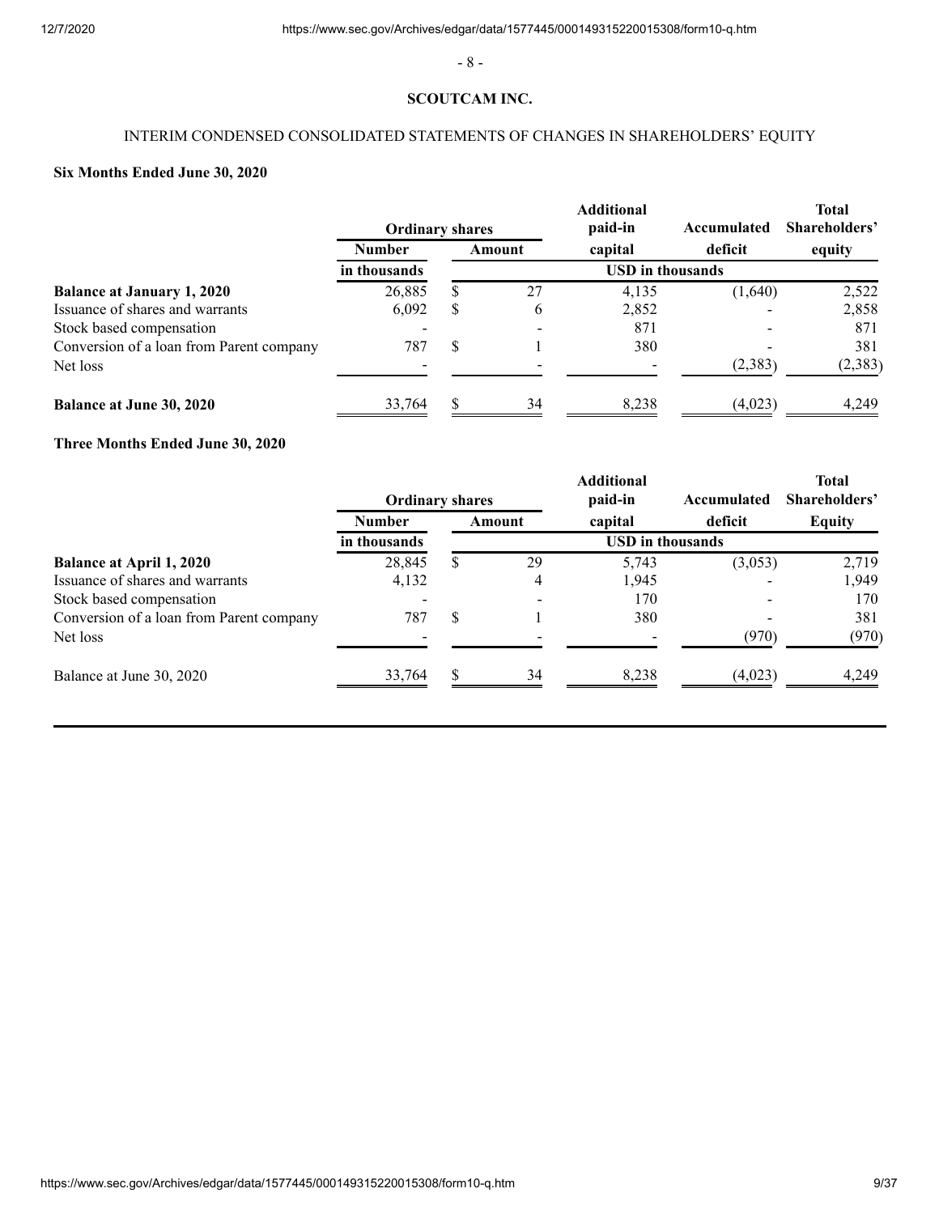- 8 -

**SCOUTCAM INC.**

INTERIM CONDENSED CONSOLIDATED STATEMENTS OF CHANGES IN SHAREHOLDERS' EQUITY

**Six Months Ended June 30, 2020**

| | Ordinary shares | | Additional paid-in capital | Accumulated deficit | Total Shareholders' equity |
|---|---|---|---|---|---|
| | Number | Amount | | | |
| | in thousands | USD in thousands | | | |
| **Balance at January 1, 2020** | 26,885 | $ 27 | 4,135 | (1,640) | 2,522 |
| Issuance of shares and warrants | 6,092 | $ 6 | 2,852 | - | 2,858 |
| Stock based compensation | - | - | 871 | - | 871 |
| Conversion of a loan from Parent company | 787 | $ 1 | 380 | - | 381 |
| Net loss | - | - | - | (2,383) | (2,383) |
| **Balance at June 30, 2020** | 33,764 | $ 34 | 8,238 | (4,023) | 4,249 |

**Three Months Ended June 30, 2020**

| | Ordinary shares | | Additional paid-in capital | Accumulated deficit | Total Shareholders' Equity |
|---|---|---|---|---|---|
| | Number | Amount | | | |
| | in thousands | USD in thousands | | | |
| **Balance at April 1, 2020** | 28,845 | $ 29 | 5,743 | (3,053) | 2,719 |
| Issuance of shares and warrants | 4,132 | 4 | 1,945 | - | 1,949 |
| Stock based compensation | - | - | 170 | - | 170 |
| Conversion of a loan from Parent company | 787 | $ 1 | 380 | - | 381 |
| Net loss | - | - | - | (970) | (970) |
| Balance at June 30, 2020 | 33,764 | $ 34 | 8,238 | (4,023) | 4,249 |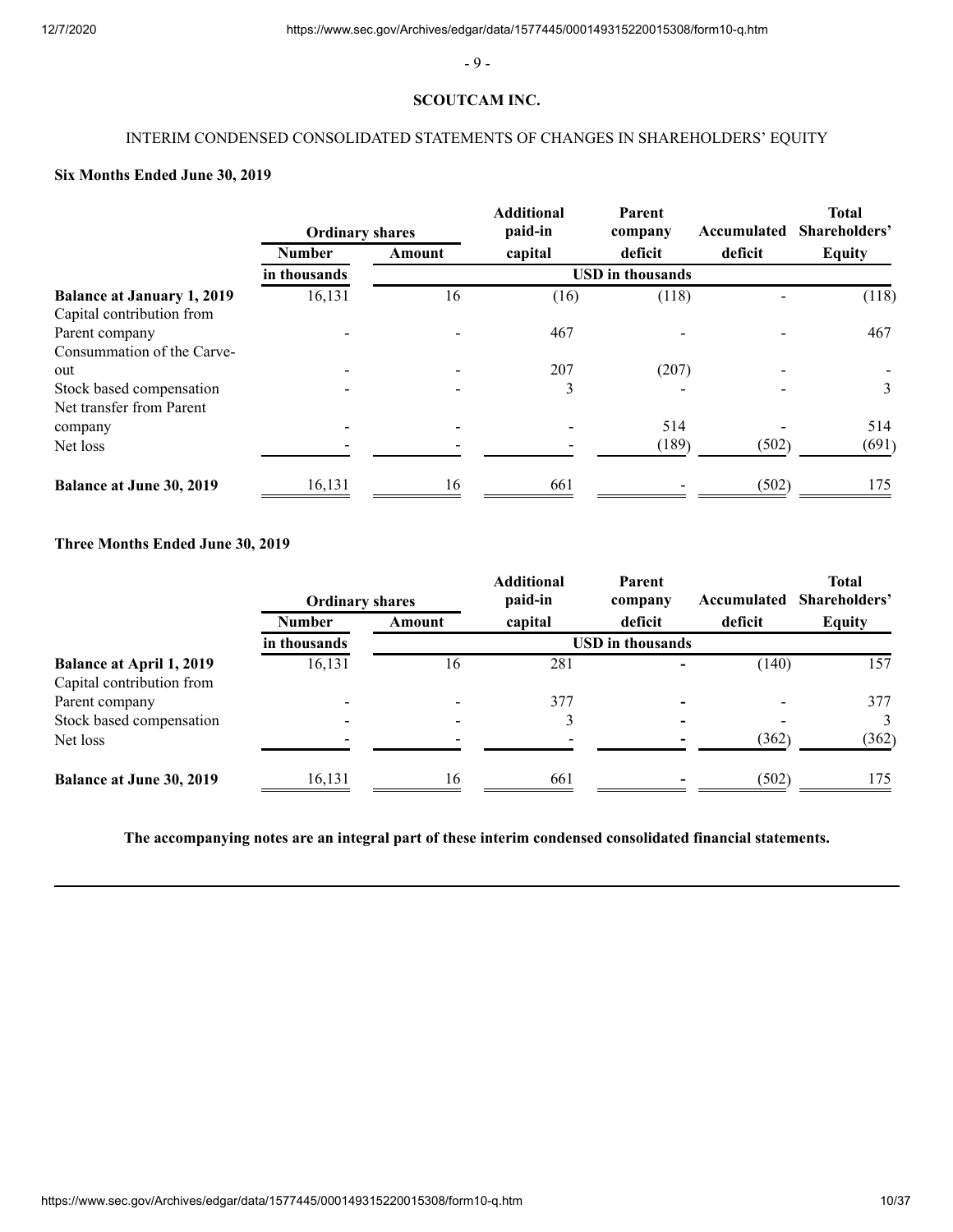**SCOUTCAM INC.**

INTERIM CONDENSED CONSOLIDATED STATEMENTS OF CHANGES IN SHAREHOLDERS' EQUITY

**Six Months Ended June 30, 2019**

| | Ordinary shares | | Additional paid-in | Parent company | Accumulated | Total Shareholders' |
|---|---|---|---|---|---|---|
| | Number | Amount | capital | deficit | deficit | Equity |
| | in thousands | USD in thousands | | | | |
| **Balance at January 1, 2019** | 16,131 | 16 | (16) | (118) | - | (118) |
| Capital contribution from Parent company | - | - | 467 | - | - | 467 |
| Consummation of the Carve-out | - | - | 207 | (207) | - | - |
| Stock based compensation | - | - | 3 | - | - | 3 |
| Net transfer from Parent company | - | - | - | 514 | - | 514 |
| Net loss | - | - | - | (189) | (502) | (691) |
| **Balance at June 30, 2019** | 16,131 | 16 | 661 | - | (502) | 175 |

**Three Months Ended June 30, 2019**

| | Ordinary shares | | Additional paid-in | Parent company | Accumulated | Total Shareholders' |
|---|---|---|---|---|---|---|
| | Number | Amount | capital | deficit | deficit | Equity |
| | in thousands | USD in thousands | | | | |
| **Balance at April 1, 2019** | 16,131 | 16 | 281 | - | (140) | 157 |
| Capital contribution from Parent company | - | - | 377 | - | - | 377 |
| Stock based compensation | - | - | 3 | - | - | 3 |
| Net loss | - | - | - | - | (362) | (362) |
| **Balance at June 30, 2019** | 16,131 | 16 | 661 | - | (502) | 175 |

**The accompanying notes are an integral part of these interim condensed consolidated financial statements.**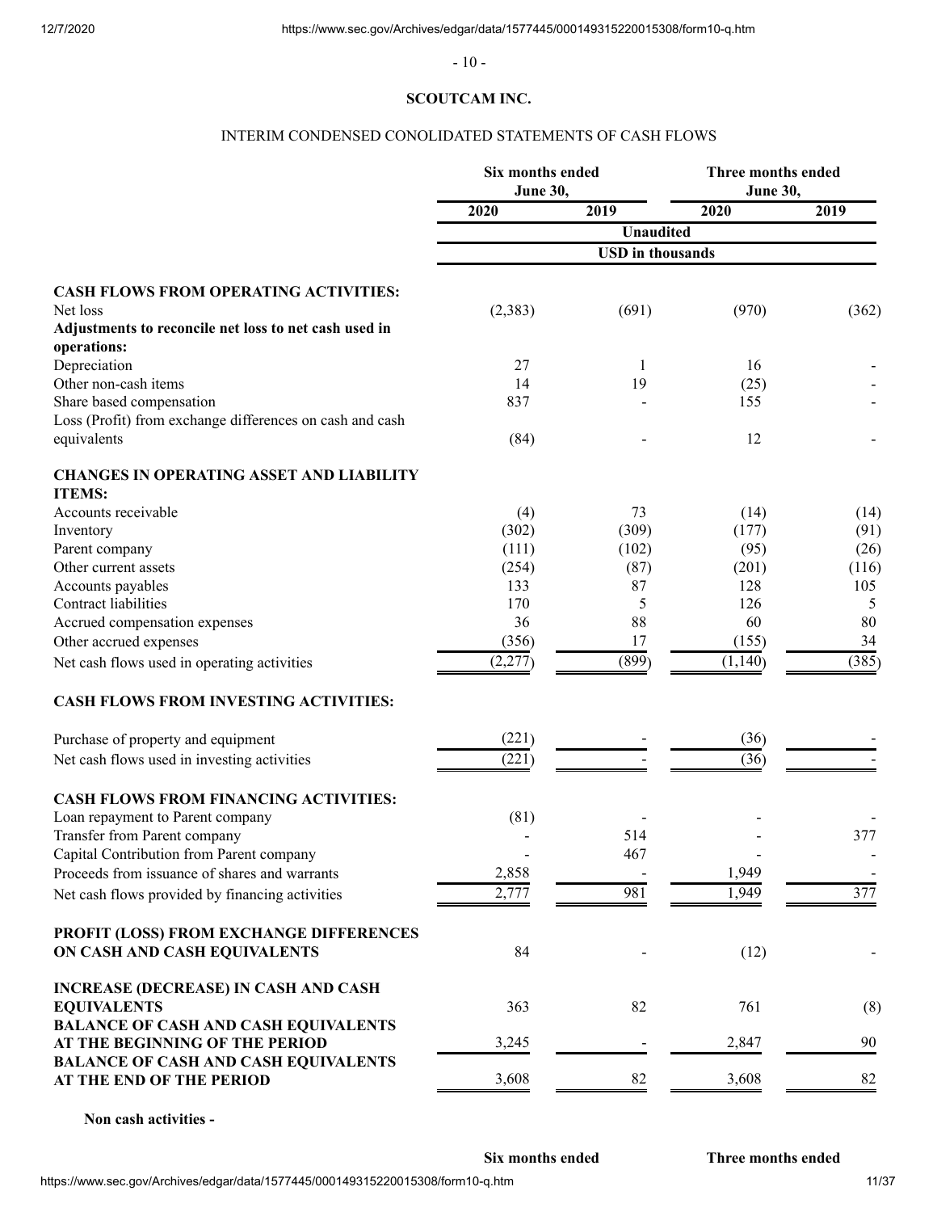## SCOUTCAM INC.

INTERIM CONDENSED CONOLIDATED STATEMENTS OF CASH FLOWS

| | Six months ended June 30, | | Three months ended June 30, | |
|---|---|---|---|---|
| | 2020 | 2019 | 2020 | 2019 |
| | Unaudited | | | |
| | USD in thousands | | | |
| **CASH FLOWS FROM OPERATING ACTIVITIES:** | | | | |
| Net loss | (2,383) | (691) | (970) | (362) |
| **Adjustments to reconcile net loss to net cash used in operations:** | | | | |
| Depreciation | 27 | 1 | 16 | - |
| Other non-cash items | 14 | 19 | (25) | - |
| Share based compensation | 837 | - | 155 | - |
| Loss (Profit) from exchange differences on cash and cash equivalents | (84) | - | 12 | - |
| **CHANGES IN OPERATING ASSET AND LIABILITY ITEMS:** | | | | |
| Accounts receivable | (4) | 73 | (14) | (14) |
| Inventory | (302) | (309) | (177) | (91) |
| Parent company | (111) | (102) | (95) | (26) |
| Other current assets | (254) | (87) | (201) | (116) |
| Accounts payables | 133 | 87 | 128 | 105 |
| Contract liabilities | 170 | 5 | 126 | 5 |
| Accrued compensation expenses | 36 | 88 | 60 | 80 |
| Other accrued expenses | (356) | 17 | (155) | 34 |
| Net cash flows used in operating activities | (2,277) | (899) | (1,140) | (385) |
| **CASH FLOWS FROM INVESTING ACTIVITIES:** | | | | |
| Purchase of property and equipment | (221) | - | (36) | - |
| Net cash flows used in investing activities | (221) | - | (36) | - |
| **CASH FLOWS FROM FINANCING ACTIVITIES:** | | | | |
| Loan repayment to Parent company | (81) | - | - | - |
| Transfer from Parent company | - | 514 | - | 377 |
| Capital Contribution from Parent company | - | 467 | - | - |
| Proceeds from issuance of shares and warrants | 2,858 | - | 1,949 | - |
| Net cash flows provided by financing activities | 2,777 | 981 | 1,949 | 377 |
| **PROFIT (LOSS) FROM EXCHANGE DIFFERENCES ON CASH AND CASH EQUIVALENTS** | 84 | - | (12) | - |
| **INCREASE (DECREASE) IN CASH AND CASH EQUIVALENTS** | 363 | 82 | 761 | (8) |
| **BALANCE OF CASH AND CASH EQUIVALENTS AT THE BEGINNING OF THE PERIOD** | 3,245 | - | 2,847 | 90 |
| **BALANCE OF CASH AND CASH EQUIVALENTS AT THE END OF THE PERIOD** | 3,608 | 82 | 3,608 | 82 |

**Non cash activities -**

| | Six months ended | Three months ended |
|---|---|---|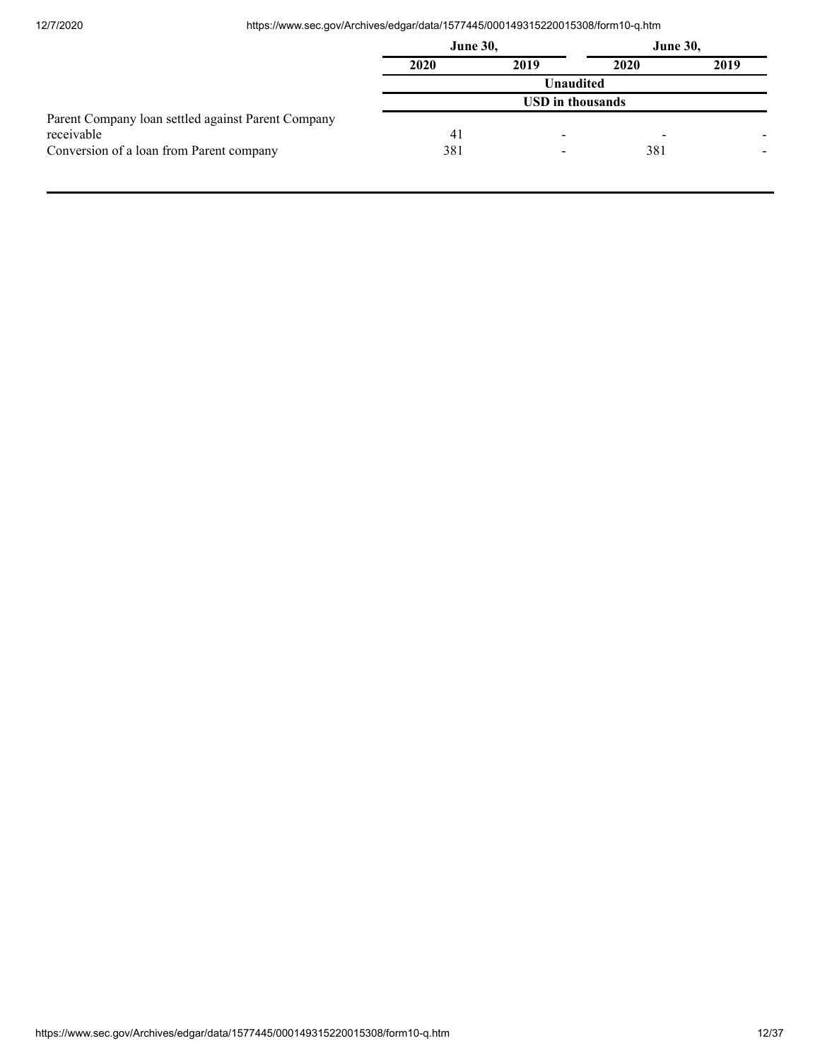| | June 30, | | June 30, | |
|---|---|---|---|---|
| | 2020 | 2019 | 2020 | 2019 |
| | Unaudited | | | |
| | USD in thousands | | | |
| Parent Company loan settled against Parent Company receivable | 41 | - | - | - |
| Conversion of a loan from Parent company | 381 | - | 381 | - |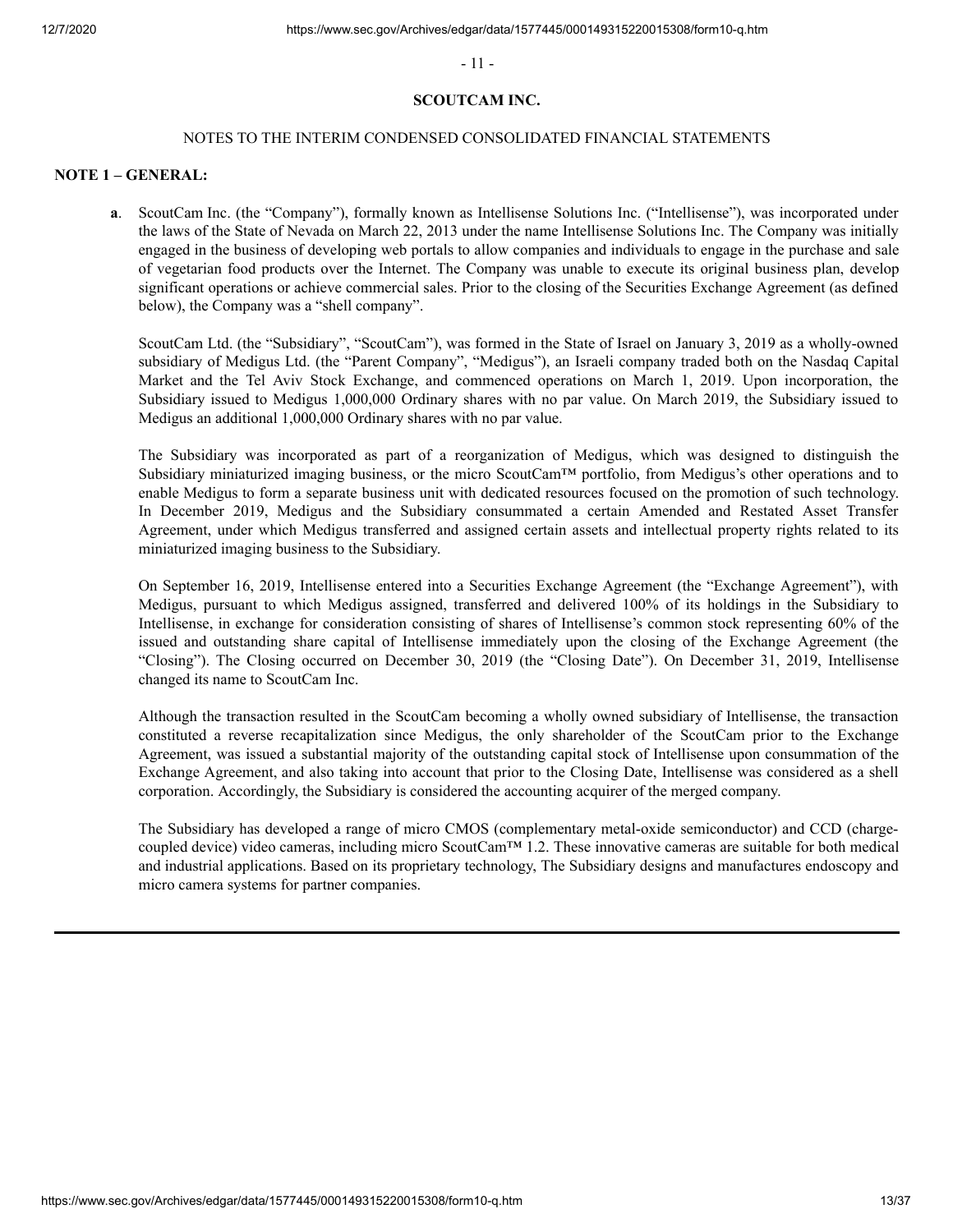**SCOUTCAM INC.**

NOTES TO THE INTERIM CONDENSED CONSOLIDATED FINANCIAL STATEMENTS

**NOTE 1 – GENERAL:**

**a**. ScoutCam Inc. (the "Company"), formally known as Intellisense Solutions Inc. ("Intellisense"), was incorporated under the laws of the State of Nevada on March 22, 2013 under the name Intellisense Solutions Inc. The Company was initially engaged in the business of developing web portals to allow companies and individuals to engage in the purchase and sale of vegetarian food products over the Internet. The Company was unable to execute its original business plan, develop significant operations or achieve commercial sales. Prior to the closing of the Securities Exchange Agreement (as defined below), the Company was a "shell company".

ScoutCam Ltd. (the "Subsidiary", "ScoutCam"), was formed in the State of Israel on January 3, 2019 as a wholly-owned subsidiary of Medigus Ltd. (the "Parent Company", "Medigus"), an Israeli company traded both on the Nasdaq Capital Market and the Tel Aviv Stock Exchange, and commenced operations on March 1, 2019. Upon incorporation, the Subsidiary issued to Medigus 1,000,000 Ordinary shares with no par value. On March 2019, the Subsidiary issued to Medigus an additional 1,000,000 Ordinary shares with no par value.

The Subsidiary was incorporated as part of a reorganization of Medigus, which was designed to distinguish the Subsidiary miniaturized imaging business, or the micro ScoutCam™ portfolio, from Medigus's other operations and to enable Medigus to form a separate business unit with dedicated resources focused on the promotion of such technology. In December 2019, Medigus and the Subsidiary consummated a certain Amended and Restated Asset Transfer Agreement, under which Medigus transferred and assigned certain assets and intellectual property rights related to its miniaturized imaging business to the Subsidiary.

On September 16, 2019, Intellisense entered into a Securities Exchange Agreement (the "Exchange Agreement"), with Medigus, pursuant to which Medigus assigned, transferred and delivered 100% of its holdings in the Subsidiary to Intellisense, in exchange for consideration consisting of shares of Intellisense's common stock representing 60% of the issued and outstanding share capital of Intellisense immediately upon the closing of the Exchange Agreement (the "Closing"). The Closing occurred on December 30, 2019 (the "Closing Date"). On December 31, 2019, Intellisense changed its name to ScoutCam Inc.

Although the transaction resulted in the ScoutCam becoming a wholly owned subsidiary of Intellisense, the transaction constituted a reverse recapitalization since Medigus, the only shareholder of the ScoutCam prior to the Exchange Agreement, was issued a substantial majority of the outstanding capital stock of Intellisense upon consummation of the Exchange Agreement, and also taking into account that prior to the Closing Date, Intellisense was considered as a shell corporation. Accordingly, the Subsidiary is considered the accounting acquirer of the merged company.

The Subsidiary has developed a range of micro CMOS (complementary metal-oxide semiconductor) and CCD (charge-coupled device) video cameras, including micro ScoutCam™ 1.2. These innovative cameras are suitable for both medical and industrial applications. Based on its proprietary technology, The Subsidiary designs and manufactures endoscopy and micro camera systems for partner companies.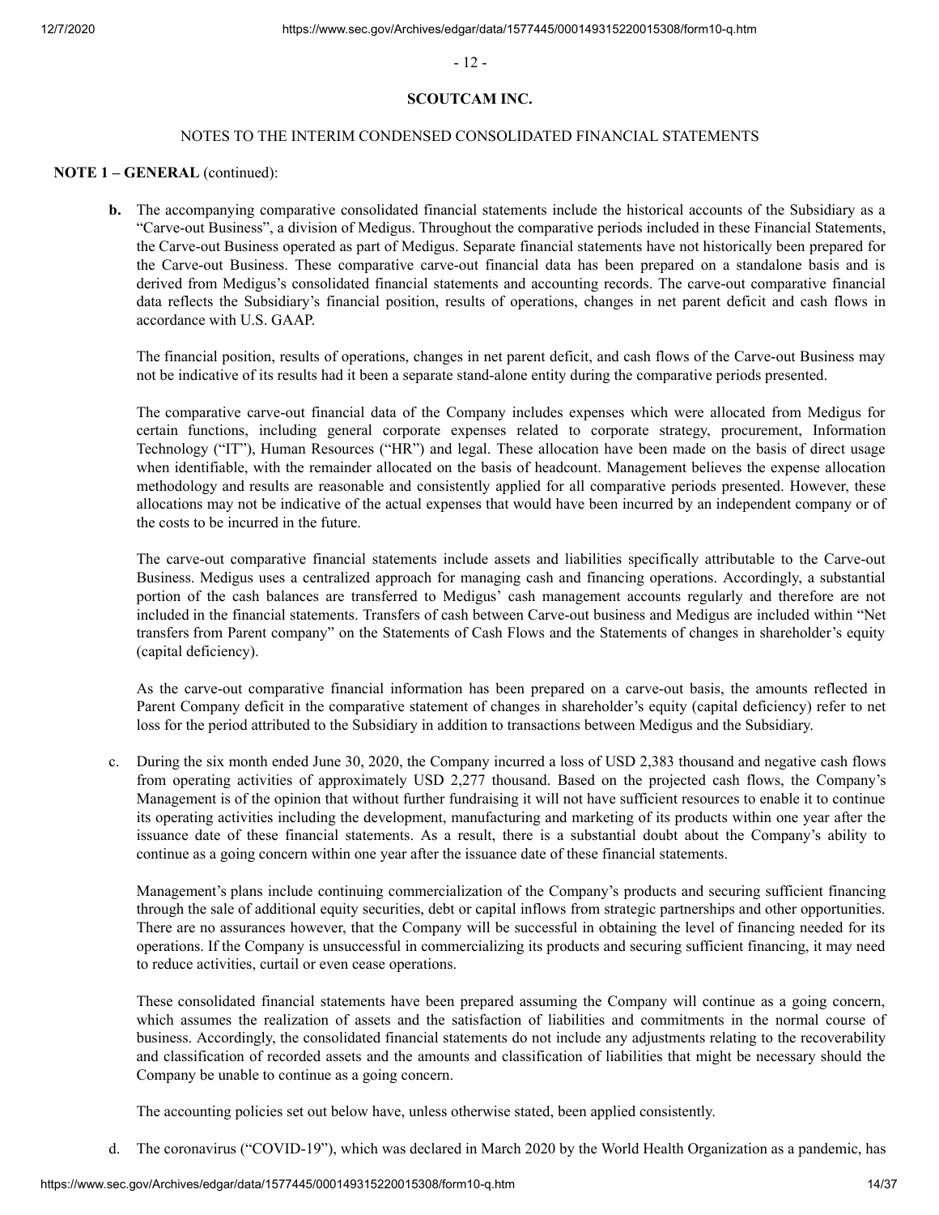## SCOUTCAM INC.

NOTES TO THE INTERIM CONDENSED CONSOLIDATED FINANCIAL STATEMENTS

**NOTE 1 – GENERAL** (continued):

**b.** The accompanying comparative consolidated financial statements include the historical accounts of the Subsidiary as a "Carve-out Business", a division of Medigus. Throughout the comparative periods included in these Financial Statements, the Carve-out Business operated as part of Medigus. Separate financial statements have not historically been prepared for the Carve-out Business. These comparative carve-out financial data has been prepared on a standalone basis and is derived from Medigus's consolidated financial statements and accounting records. The carve-out comparative financial data reflects the Subsidiary's financial position, results of operations, changes in net parent deficit and cash flows in accordance with U.S. GAAP.

The financial position, results of operations, changes in net parent deficit, and cash flows of the Carve-out Business may not be indicative of its results had it been a separate stand-alone entity during the comparative periods presented.

The comparative carve-out financial data of the Company includes expenses which were allocated from Medigus for certain functions, including general corporate expenses related to corporate strategy, procurement, Information Technology ("IT"), Human Resources ("HR") and legal. These allocation have been made on the basis of direct usage when identifiable, with the remainder allocated on the basis of headcount. Management believes the expense allocation methodology and results are reasonable and consistently applied for all comparative periods presented. However, these allocations may not be indicative of the actual expenses that would have been incurred by an independent company or of the costs to be incurred in the future.

The carve-out comparative financial statements include assets and liabilities specifically attributable to the Carve-out Business. Medigus uses a centralized approach for managing cash and financing operations. Accordingly, a substantial portion of the cash balances are transferred to Medigus' cash management accounts regularly and therefore are not included in the financial statements. Transfers of cash between Carve-out business and Medigus are included within "Net transfers from Parent company" on the Statements of Cash Flows and the Statements of changes in shareholder's equity (capital deficiency).

As the carve-out comparative financial information has been prepared on a carve-out basis, the amounts reflected in Parent Company deficit in the comparative statement of changes in shareholder's equity (capital deficiency) refer to net loss for the period attributed to the Subsidiary in addition to transactions between Medigus and the Subsidiary.

c. During the six month ended June 30, 2020, the Company incurred a loss of USD 2,383 thousand and negative cash flows from operating activities of approximately USD 2,277 thousand. Based on the projected cash flows, the Company's Management is of the opinion that without further fundraising it will not have sufficient resources to enable it to continue its operating activities including the development, manufacturing and marketing of its products within one year after the issuance date of these financial statements. As a result, there is a substantial doubt about the Company's ability to continue as a going concern within one year after the issuance date of these financial statements.

Management's plans include continuing commercialization of the Company's products and securing sufficient financing through the sale of additional equity securities, debt or capital inflows from strategic partnerships and other opportunities. There are no assurances however, that the Company will be successful in obtaining the level of financing needed for its operations. If the Company is unsuccessful in commercializing its products and securing sufficient financing, it may need to reduce activities, curtail or even cease operations.

These consolidated financial statements have been prepared assuming the Company will continue as a going concern, which assumes the realization of assets and the satisfaction of liabilities and commitments in the normal course of business. Accordingly, the consolidated financial statements do not include any adjustments relating to the recoverability and classification of recorded assets and the amounts and classification of liabilities that might be necessary should the Company be unable to continue as a going concern.

The accounting policies set out below have, unless otherwise stated, been applied consistently.

d. The coronavirus ("COVID-19"), which was declared in March 2020 by the World Health Organization as a pandemic, has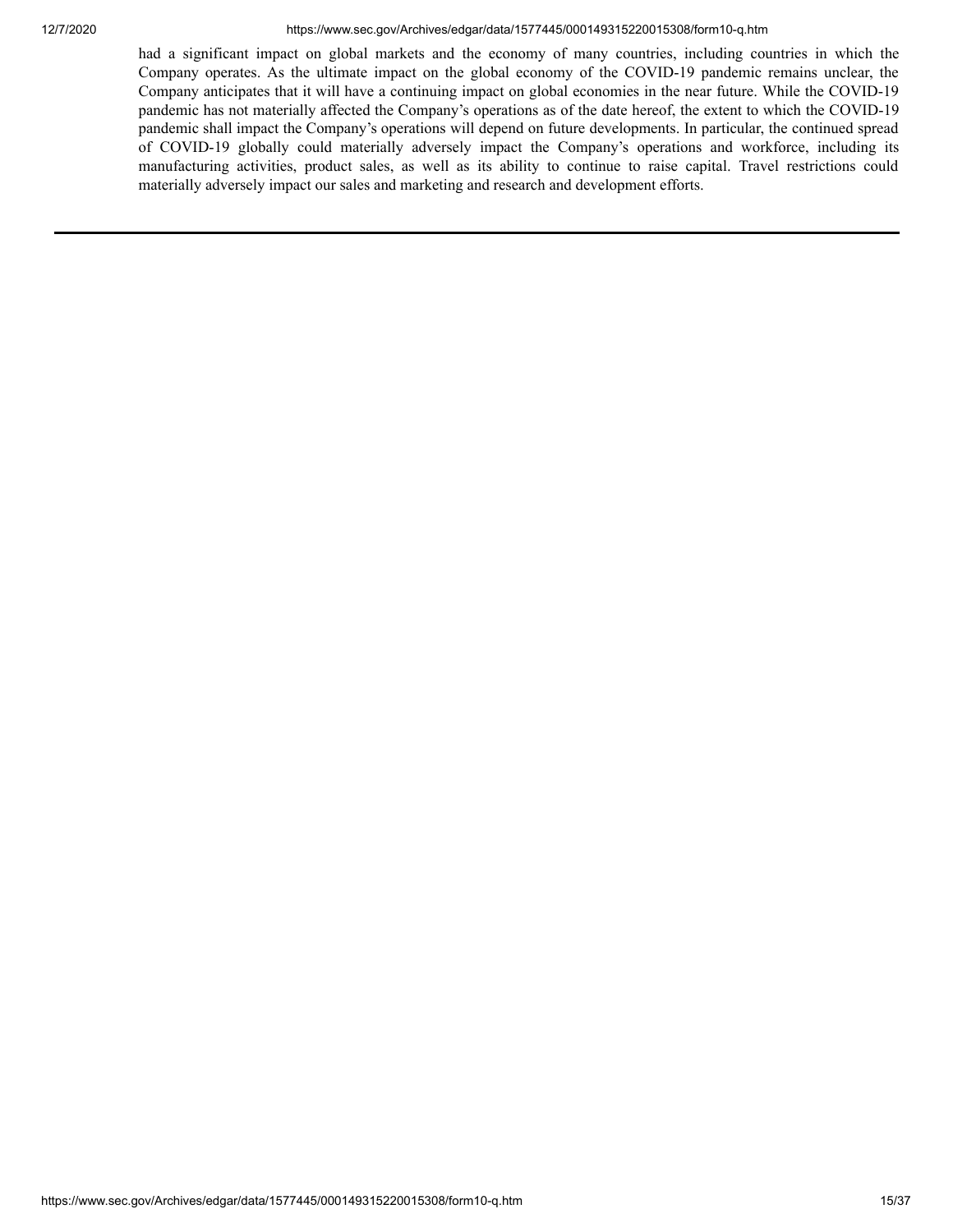had a significant impact on global markets and the economy of many countries, including countries in which the Company operates. As the ultimate impact on the global economy of the COVID-19 pandemic remains unclear, the Company anticipates that it will have a continuing impact on global economies in the near future. While the COVID-19 pandemic has not materially affected the Company's operations as of the date hereof, the extent to which the COVID-19 pandemic shall impact the Company's operations will depend on future developments. In particular, the continued spread of COVID-19 globally could materially adversely impact the Company's operations and workforce, including its manufacturing activities, product sales, as well as its ability to continue to raise capital. Travel restrictions could materially adversely impact our sales and marketing and research and development efforts.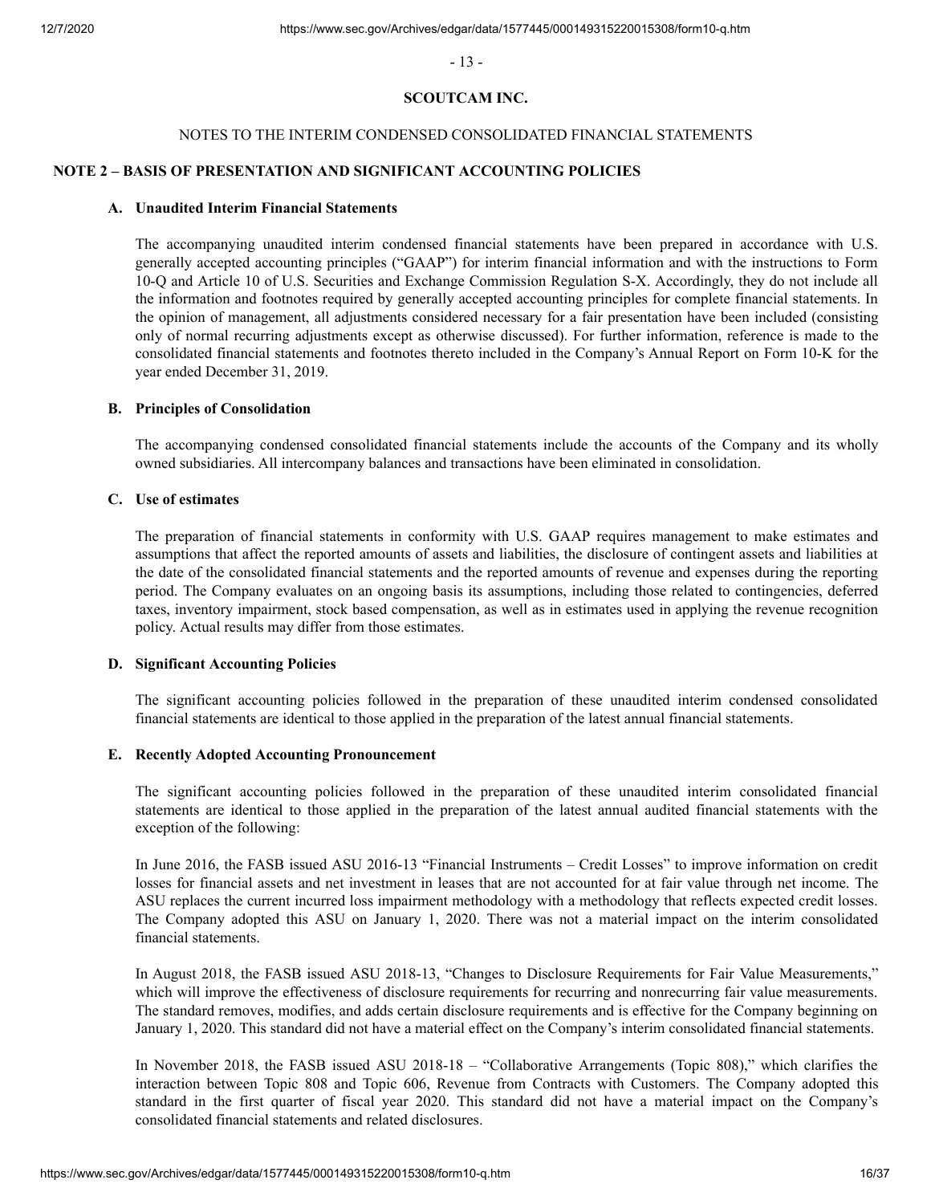**SCOUTCAM INC.**

NOTES TO THE INTERIM CONDENSED CONSOLIDATED FINANCIAL STATEMENTS

## NOTE 2 – BASIS OF PRESENTATION AND SIGNIFICANT ACCOUNTING POLICIES

### A. Unaudited Interim Financial Statements

The accompanying unaudited interim condensed financial statements have been prepared in accordance with U.S. generally accepted accounting principles ("GAAP") for interim financial information and with the instructions to Form 10-Q and Article 10 of U.S. Securities and Exchange Commission Regulation S-X. Accordingly, they do not include all the information and footnotes required by generally accepted accounting principles for complete financial statements. In the opinion of management, all adjustments considered necessary for a fair presentation have been included (consisting only of normal recurring adjustments except as otherwise discussed). For further information, reference is made to the consolidated financial statements and footnotes thereto included in the Company's Annual Report on Form 10-K for the year ended December 31, 2019.

### B. Principles of Consolidation

The accompanying condensed consolidated financial statements include the accounts of the Company and its wholly owned subsidiaries. All intercompany balances and transactions have been eliminated in consolidation.

### C. Use of estimates

The preparation of financial statements in conformity with U.S. GAAP requires management to make estimates and assumptions that affect the reported amounts of assets and liabilities, the disclosure of contingent assets and liabilities at the date of the consolidated financial statements and the reported amounts of revenue and expenses during the reporting period. The Company evaluates on an ongoing basis its assumptions, including those related to contingencies, deferred taxes, inventory impairment, stock based compensation, as well as in estimates used in applying the revenue recognition policy. Actual results may differ from those estimates.

### D. Significant Accounting Policies

The significant accounting policies followed in the preparation of these unaudited interim condensed consolidated financial statements are identical to those applied in the preparation of the latest annual financial statements.

### E. Recently Adopted Accounting Pronouncement

The significant accounting policies followed in the preparation of these unaudited interim consolidated financial statements are identical to those applied in the preparation of the latest annual audited financial statements with the exception of the following:

In June 2016, the FASB issued ASU 2016-13 "Financial Instruments – Credit Losses" to improve information on credit losses for financial assets and net investment in leases that are not accounted for at fair value through net income. The ASU replaces the current incurred loss impairment methodology with a methodology that reflects expected credit losses. The Company adopted this ASU on January 1, 2020. There was not a material impact on the interim consolidated financial statements.

In August 2018, the FASB issued ASU 2018-13, "Changes to Disclosure Requirements for Fair Value Measurements," which will improve the effectiveness of disclosure requirements for recurring and nonrecurring fair value measurements. The standard removes, modifies, and adds certain disclosure requirements and is effective for the Company beginning on January 1, 2020. This standard did not have a material effect on the Company's interim consolidated financial statements.

In November 2018, the FASB issued ASU 2018-18 – "Collaborative Arrangements (Topic 808)," which clarifies the interaction between Topic 808 and Topic 606, Revenue from Contracts with Customers. The Company adopted this standard in the first quarter of fiscal year 2020. This standard did not have a material impact on the Company's consolidated financial statements and related disclosures.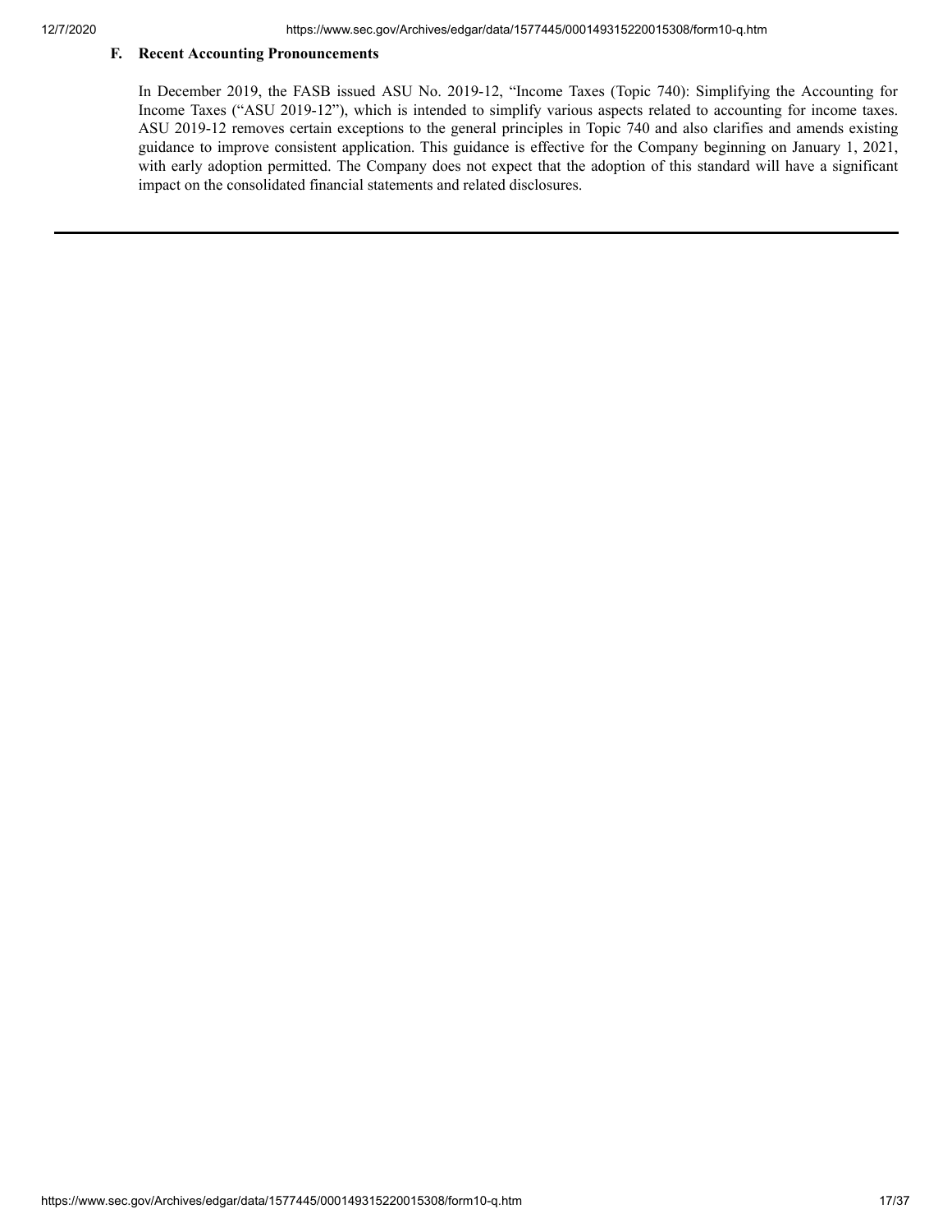### F. Recent Accounting Pronouncements

In December 2019, the FASB issued ASU No. 2019-12, "Income Taxes (Topic 740): Simplifying the Accounting for Income Taxes ("ASU 2019-12"), which is intended to simplify various aspects related to accounting for income taxes. ASU 2019-12 removes certain exceptions to the general principles in Topic 740 and also clarifies and amends existing guidance to improve consistent application. This guidance is effective for the Company beginning on January 1, 2021, with early adoption permitted. The Company does not expect that the adoption of this standard will have a significant impact on the consolidated financial statements and related disclosures.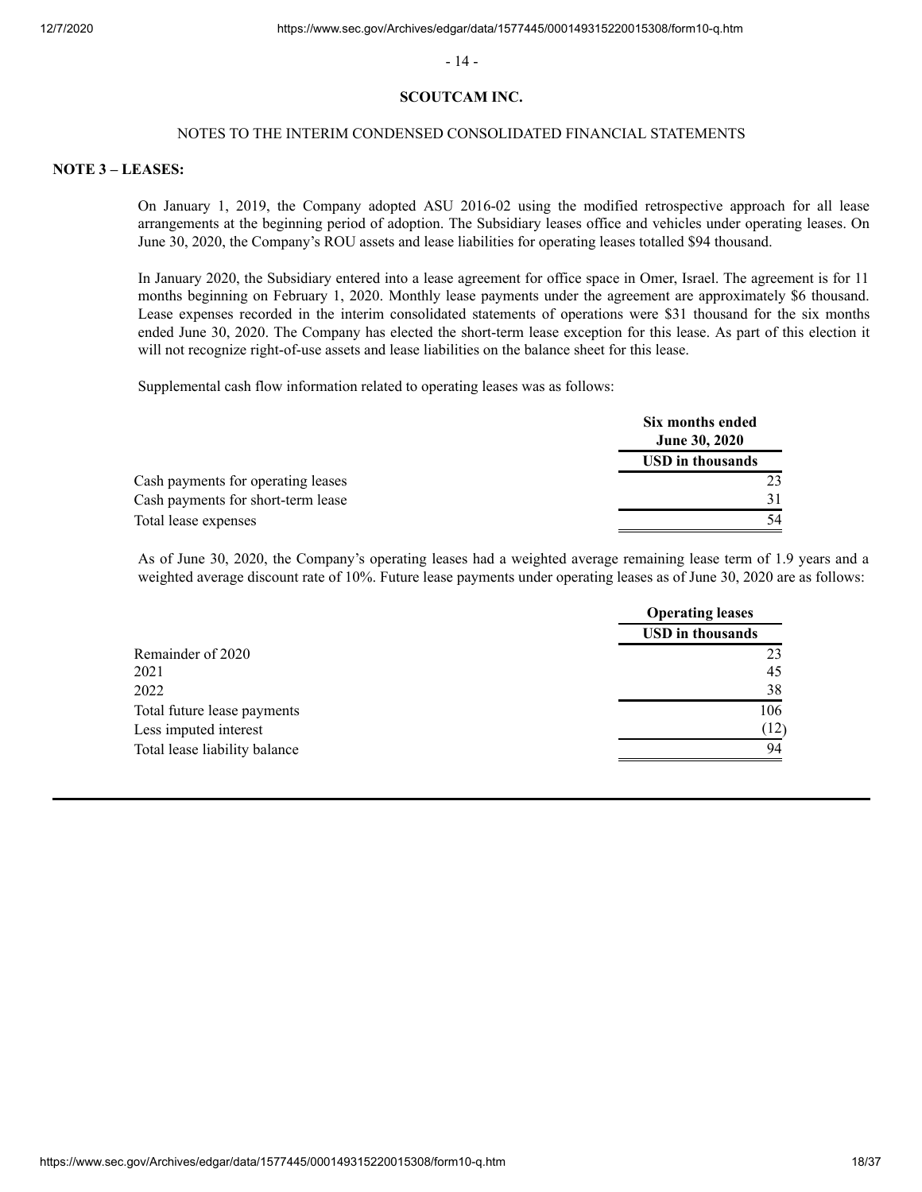**SCOUTCAM INC.**

NOTES TO THE INTERIM CONDENSED CONSOLIDATED FINANCIAL STATEMENTS

**NOTE 3 – LEASES:**

On January 1, 2019, the Company adopted ASU 2016-02 using the modified retrospective approach for all lease arrangements at the beginning period of adoption. The Subsidiary leases office and vehicles under operating leases. On June 30, 2020, the Company's ROU assets and lease liabilities for operating leases totalled $94 thousand.

In January 2020, the Subsidiary entered into a lease agreement for office space in Omer, Israel. The agreement is for 11 months beginning on February 1, 2020. Monthly lease payments under the agreement are approximately $6 thousand. Lease expenses recorded in the interim consolidated statements of operations were $31 thousand for the six months ended June 30, 2020. The Company has elected the short-term lease exception for this lease. As part of this election it will not recognize right-of-use assets and lease liabilities on the balance sheet for this lease.

Supplemental cash flow information related to operating leases was as follows:

| | Six months ended June 30, 2020 |
|---|---|
| | USD in thousands |
| Cash payments for operating leases | 23 |
| Cash payments for short-term lease | 31 |
| Total lease expenses | 54 |

As of June 30, 2020, the Company's operating leases had a weighted average remaining lease term of 1.9 years and a weighted average discount rate of 10%. Future lease payments under operating leases as of June 30, 2020 are as follows:

| | Operating leases |
|---|---|
| | USD in thousands |
| Remainder of 2020 | 23 |
| 2021 | 45 |
| 2022 | 38 |
| Total future lease payments | 106 |
| Less imputed interest | (12) |
| Total lease liability balance | 94 |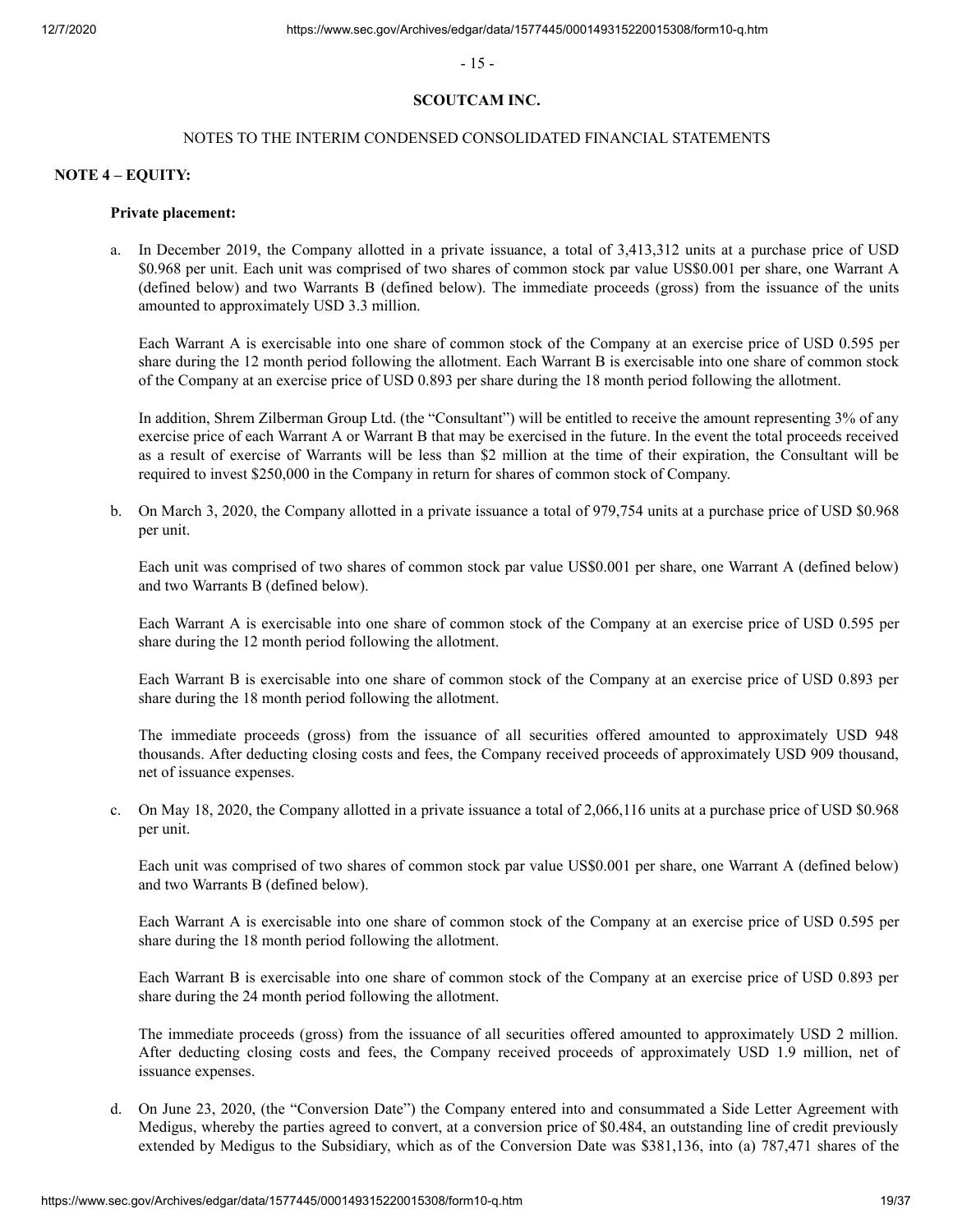**SCOUTCAM INC.**

NOTES TO THE INTERIM CONDENSED CONSOLIDATED FINANCIAL STATEMENTS

**NOTE 4 – EQUITY:**

**Private placement:**

a. In December 2019, the Company allotted in a private issuance, a total of 3,413,312 units at a purchase price of USD $0.968 per unit. Each unit was comprised of two shares of common stock par value US$0.001 per share, one Warrant A (defined below) and two Warrants B (defined below). The immediate proceeds (gross) from the issuance of the units amounted to approximately USD 3.3 million.

   Each Warrant A is exercisable into one share of common stock of the Company at an exercise price of USD 0.595 per share during the 12 month period following the allotment. Each Warrant B is exercisable into one share of common stock of the Company at an exercise price of USD 0.893 per share during the 18 month period following the allotment.

   In addition, Shrem Zilberman Group Ltd. (the "Consultant") will be entitled to receive the amount representing 3% of any exercise price of each Warrant A or Warrant B that may be exercised in the future. In the event the total proceeds received as a result of exercise of Warrants will be less than $2 million at the time of their expiration, the Consultant will be required to invest $250,000 in the Company in return for shares of common stock of Company.

b. On March 3, 2020, the Company allotted in a private issuance a total of 979,754 units at a purchase price of USD $0.968 per unit.

   Each unit was comprised of two shares of common stock par value US$0.001 per share, one Warrant A (defined below) and two Warrants B (defined below).

   Each Warrant A is exercisable into one share of common stock of the Company at an exercise price of USD 0.595 per share during the 12 month period following the allotment.

   Each Warrant B is exercisable into one share of common stock of the Company at an exercise price of USD 0.893 per share during the 18 month period following the allotment.

   The immediate proceeds (gross) from the issuance of all securities offered amounted to approximately USD 948 thousands. After deducting closing costs and fees, the Company received proceeds of approximately USD 909 thousand, net of issuance expenses.

c. On May 18, 2020, the Company allotted in a private issuance a total of 2,066,116 units at a purchase price of USD $0.968 per unit.

   Each unit was comprised of two shares of common stock par value US$0.001 per share, one Warrant A (defined below) and two Warrants B (defined below).

   Each Warrant A is exercisable into one share of common stock of the Company at an exercise price of USD 0.595 per share during the 18 month period following the allotment.

   Each Warrant B is exercisable into one share of common stock of the Company at an exercise price of USD 0.893 per share during the 24 month period following the allotment.

   The immediate proceeds (gross) from the issuance of all securities offered amounted to approximately USD 2 million. After deducting closing costs and fees, the Company received proceeds of approximately USD 1.9 million, net of issuance expenses.

d. On June 23, 2020, (the "Conversion Date") the Company entered into and consummated a Side Letter Agreement with Medigus, whereby the parties agreed to convert, at a conversion price of $0.484, an outstanding line of credit previously extended by Medigus to the Subsidiary, which as of the Conversion Date was $381,136, into (a) 787,471 shares of the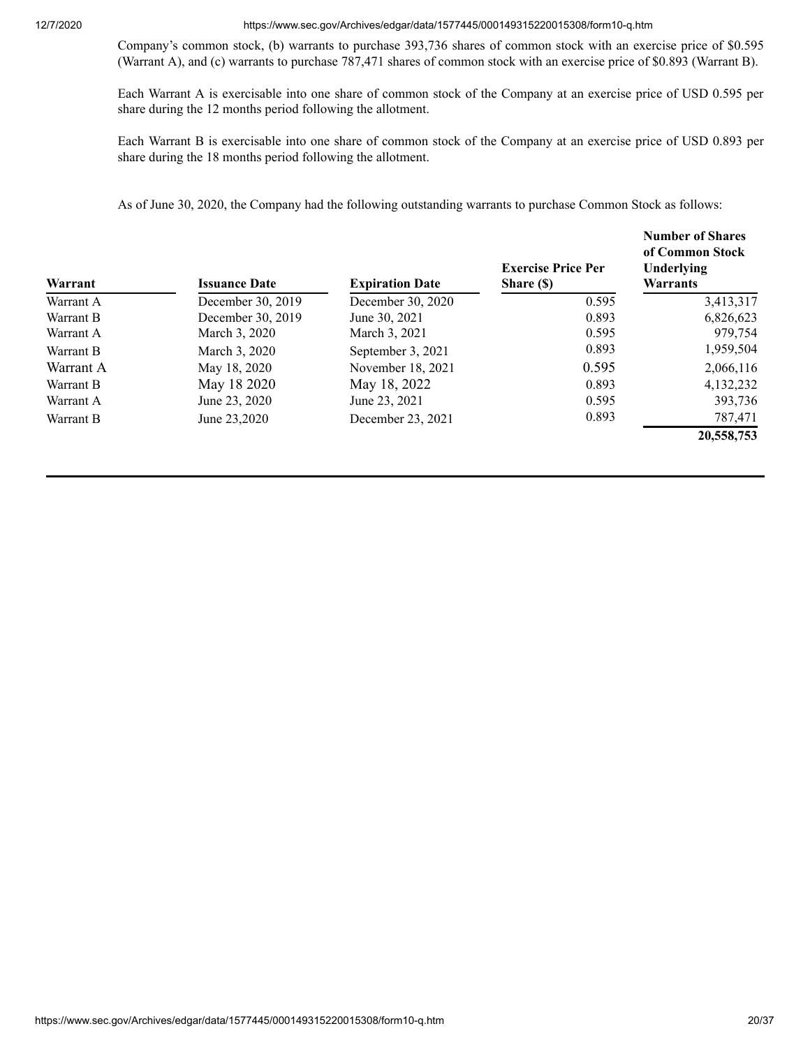Company's common stock, (b) warrants to purchase 393,736 shares of common stock with an exercise price of $0.595 (Warrant A), and (c) warrants to purchase 787,471 shares of common stock with an exercise price of $0.893 (Warrant B).

Each Warrant A is exercisable into one share of common stock of the Company at an exercise price of USD 0.595 per share during the 12 months period following the allotment.

Each Warrant B is exercisable into one share of common stock of the Company at an exercise price of USD 0.893 per share during the 18 months period following the allotment.

As of June 30, 2020, the Company had the following outstanding warrants to purchase Common Stock as follows:

| Warrant | Issuance Date | Expiration Date | Exercise Price Per Share ($) | Number of Shares of Common Stock Underlying Warrants |
|---|---|---|---|---|
| Warrant A | December 30, 2019 | December 30, 2020 | 0.595 | 3,413,317 |
| Warrant B | December 30, 2019 | June 30, 2021 | 0.893 | 6,826,623 |
| Warrant A | March 3, 2020 | March 3, 2021 | 0.595 | 979,754 |
| Warrant B | March 3, 2020 | September 3, 2021 | 0.893 | 1,959,504 |
| Warrant A | May 18, 2020 | November 18, 2021 | 0.595 | 2,066,116 |
| Warrant B | May 18 2020 | May 18, 2022 | 0.893 | 4,132,232 |
| Warrant A | June 23, 2020 | June 23, 2021 | 0.595 | 393,736 |
| Warrant B | June 23,2020 | December 23, 2021 | 0.893 | 787,471 |
| | | | | **20,558,753** |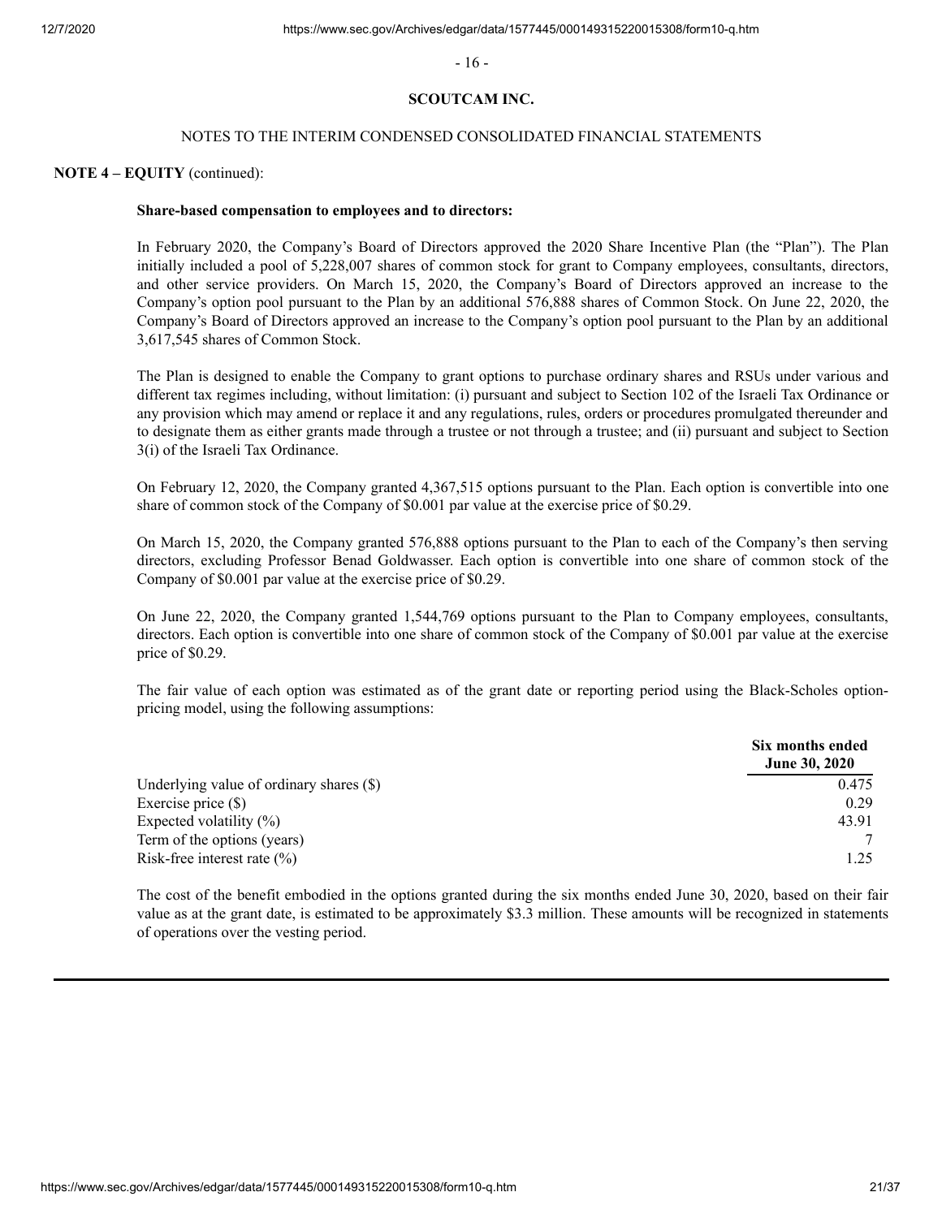## SCOUTCAM INC.

NOTES TO THE INTERIM CONDENSED CONSOLIDATED FINANCIAL STATEMENTS

**NOTE 4 – EQUITY** (continued):

**Share-based compensation to employees and to directors:**

In February 2020, the Company's Board of Directors approved the 2020 Share Incentive Plan (the "Plan"). The Plan initially included a pool of 5,228,007 shares of common stock for grant to Company employees, consultants, directors, and other service providers. On March 15, 2020, the Company's Board of Directors approved an increase to the Company's option pool pursuant to the Plan by an additional 576,888 shares of Common Stock. On June 22, 2020, the Company's Board of Directors approved an increase to the Company's option pool pursuant to the Plan by an additional 3,617,545 shares of Common Stock.

The Plan is designed to enable the Company to grant options to purchase ordinary shares and RSUs under various and different tax regimes including, without limitation: (i) pursuant and subject to Section 102 of the Israeli Tax Ordinance or any provision which may amend or replace it and any regulations, rules, orders or procedures promulgated thereunder and to designate them as either grants made through a trustee or not through a trustee; and (ii) pursuant and subject to Section 3(i) of the Israeli Tax Ordinance.

On February 12, 2020, the Company granted 4,367,515 options pursuant to the Plan. Each option is convertible into one share of common stock of the Company of $0.001 par value at the exercise price of $0.29.

On March 15, 2020, the Company granted 576,888 options pursuant to the Plan to each of the Company's then serving directors, excluding Professor Benad Goldwasser. Each option is convertible into one share of common stock of the Company of $0.001 par value at the exercise price of $0.29.

On June 22, 2020, the Company granted 1,544,769 options pursuant to the Plan to Company employees, consultants, directors. Each option is convertible into one share of common stock of the Company of $0.001 par value at the exercise price of $0.29.

The fair value of each option was estimated as of the grant date or reporting period using the Black-Scholes option-pricing model, using the following assumptions:

| | Six months ended June 30, 2020 |
|---|---|
| Underlying value of ordinary shares ($) | 0.475 |
| Exercise price ($) | 0.29 |
| Expected volatility (%) | 43.91 |
| Term of the options (years) | 7 |
| Risk-free interest rate (%) | 1.25 |

The cost of the benefit embodied in the options granted during the six months ended June 30, 2020, based on their fair value as at the grant date, is estimated to be approximately $3.3 million. These amounts will be recognized in statements of operations over the vesting period.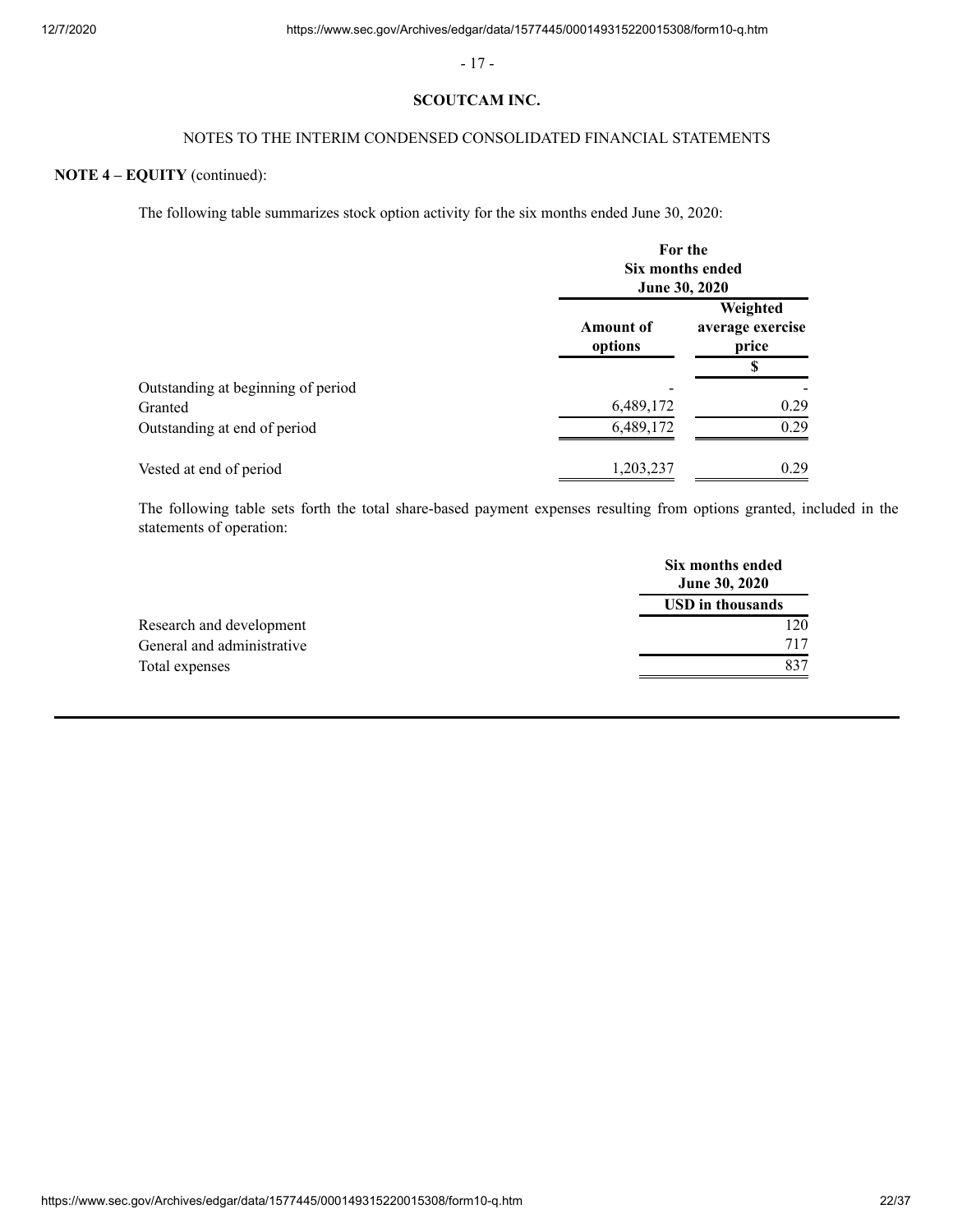**SCOUTCAM INC.**

NOTES TO THE INTERIM CONDENSED CONSOLIDATED FINANCIAL STATEMENTS

**NOTE 4 – EQUITY** (continued):

The following table summarizes stock option activity for the six months ended June 30, 2020:

| | For the Six months ended June 30, 2020 | |
|---|---|---|
| | **Amount of options** | **Weighted average exercise price** |
| | | **$** |
| Outstanding at beginning of period | - | - |
| Granted | 6,489,172 | 0.29 |
| Outstanding at end of period | 6,489,172 | 0.29 |
| Vested at end of period | 1,203,237 | 0.29 |

The following table sets forth the total share-based payment expenses resulting from options granted, included in the statements of operation:

| | Six months ended June 30, 2020 |
|---|---|
| | **USD in thousands** |
| Research and development | 120 |
| General and administrative | 717 |
| Total expenses | 837 |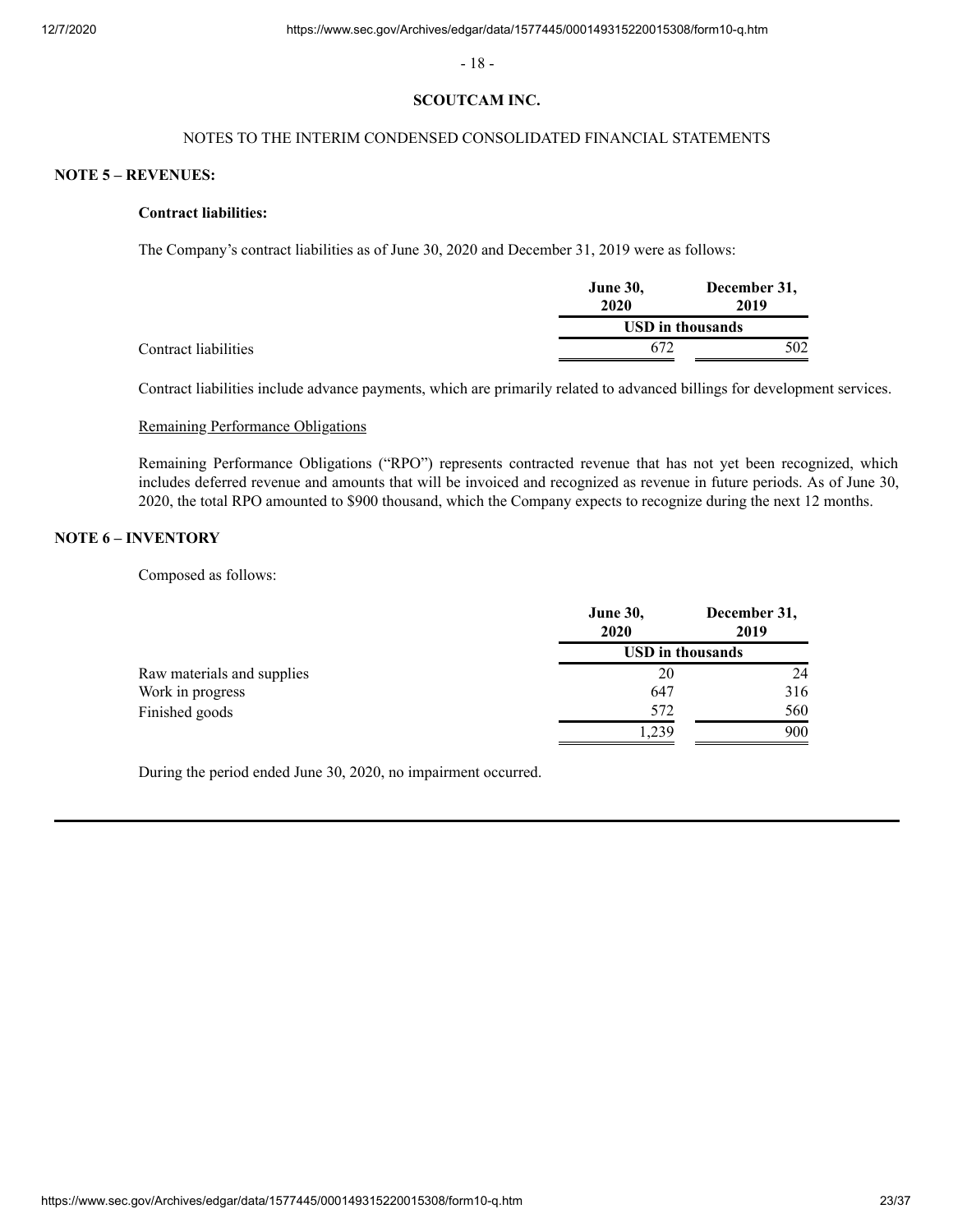**SCOUTCAM INC.**

NOTES TO THE INTERIM CONDENSED CONSOLIDATED FINANCIAL STATEMENTS

## NOTE 5 – REVENUES:

### Contract liabilities:

The Company's contract liabilities as of June 30, 2020 and December 31, 2019 were as follows:

| | June 30, 2020 | December 31, 2019 |
|---|---|---|
| | USD in thousands | |
| Contract liabilities | 672 | 502 |

Contract liabilities include advance payments, which are primarily related to advanced billings for development services.

Remaining Performance Obligations

Remaining Performance Obligations ("RPO") represents contracted revenue that has not yet been recognized, which includes deferred revenue and amounts that will be invoiced and recognized as revenue in future periods. As of June 30, 2020, the total RPO amounted to $900 thousand, which the Company expects to recognize during the next 12 months.

## NOTE 6 – INVENTORY

Composed as follows:

| | June 30, 2020 | December 31, 2019 |
|---|---|---|
| | USD in thousands | |
| Raw materials and supplies | 20 | 24 |
| Work in progress | 647 | 316 |
| Finished goods | 572 | 560 |
| | 1,239 | 900 |

During the period ended June 30, 2020, no impairment occurred.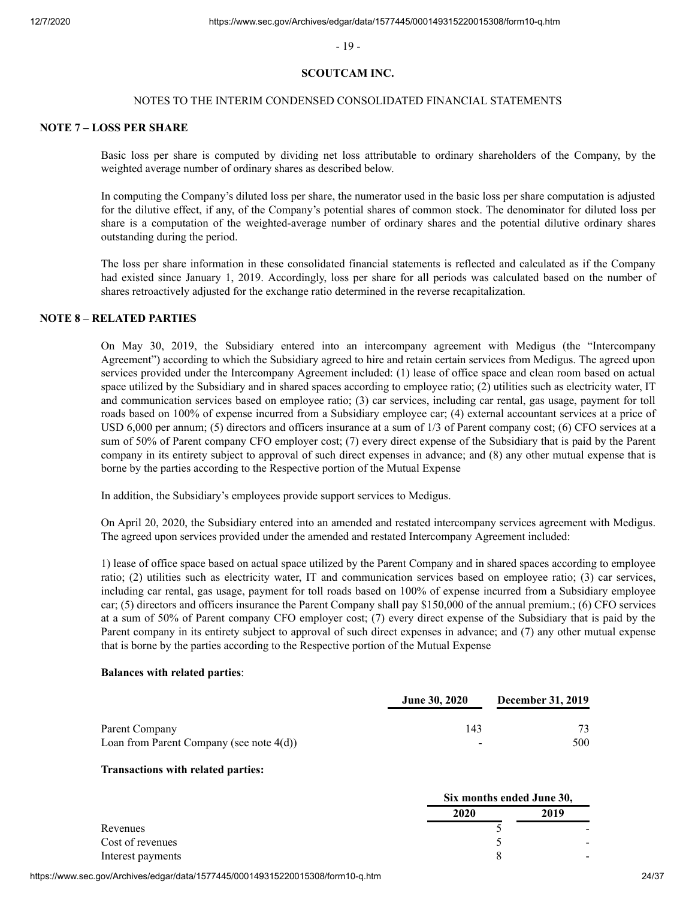**SCOUTCAM INC.**

NOTES TO THE INTERIM CONDENSED CONSOLIDATED FINANCIAL STATEMENTS

**NOTE 7 – LOSS PER SHARE**

Basic loss per share is computed by dividing net loss attributable to ordinary shareholders of the Company, by the weighted average number of ordinary shares as described below.

In computing the Company's diluted loss per share, the numerator used in the basic loss per share computation is adjusted for the dilutive effect, if any, of the Company's potential shares of common stock. The denominator for diluted loss per share is a computation of the weighted-average number of ordinary shares and the potential dilutive ordinary shares outstanding during the period.

The loss per share information in these consolidated financial statements is reflected and calculated as if the Company had existed since January 1, 2019. Accordingly, loss per share for all periods was calculated based on the number of shares retroactively adjusted for the exchange ratio determined in the reverse recapitalization.

**NOTE 8 – RELATED PARTIES**

On May 30, 2019, the Subsidiary entered into an intercompany agreement with Medigus (the "Intercompany Agreement") according to which the Subsidiary agreed to hire and retain certain services from Medigus. The agreed upon services provided under the Intercompany Agreement included: (1) lease of office space and clean room based on actual space utilized by the Subsidiary and in shared spaces according to employee ratio; (2) utilities such as electricity water, IT and communication services based on employee ratio; (3) car services, including car rental, gas usage, payment for toll roads based on 100% of expense incurred from a Subsidiary employee car; (4) external accountant services at a price of USD 6,000 per annum; (5) directors and officers insurance at a sum of 1/3 of Parent company cost; (6) CFO services at a sum of 50% of Parent company CFO employer cost; (7) every direct expense of the Subsidiary that is paid by the Parent company in its entirety subject to approval of such direct expenses in advance; and (8) any other mutual expense that is borne by the parties according to the Respective portion of the Mutual Expense

In addition, the Subsidiary's employees provide support services to Medigus.

On April 20, 2020, the Subsidiary entered into an amended and restated intercompany services agreement with Medigus. The agreed upon services provided under the amended and restated Intercompany Agreement included:

1) lease of office space based on actual space utilized by the Parent Company and in shared spaces according to employee ratio; (2) utilities such as electricity water, IT and communication services based on employee ratio; (3) car services, including car rental, gas usage, payment for toll roads based on 100% of expense incurred from a Subsidiary employee car; (5) directors and officers insurance the Parent Company shall pay $150,000 of the annual premium.; (6) CFO services at a sum of 50% of Parent company CFO employer cost; (7) every direct expense of the Subsidiary that is paid by the Parent company in its entirety subject to approval of such direct expenses in advance; and (7) any other mutual expense that is borne by the parties according to the Respective portion of the Mutual Expense

**Balances with related parties**:

| | June 30, 2020 | December 31, 2019 |
|---|---|---|
| Parent Company | 143 | 73 |
| Loan from Parent Company (see note 4(d)) | - | 500 |

**Transactions with related parties:**

| | Six months ended June 30, | |
|---|---|---|
| | 2020 | 2019 |
| Revenues | 5 | - |
| Cost of revenues | 5 | - |
| Interest payments | 8 | - |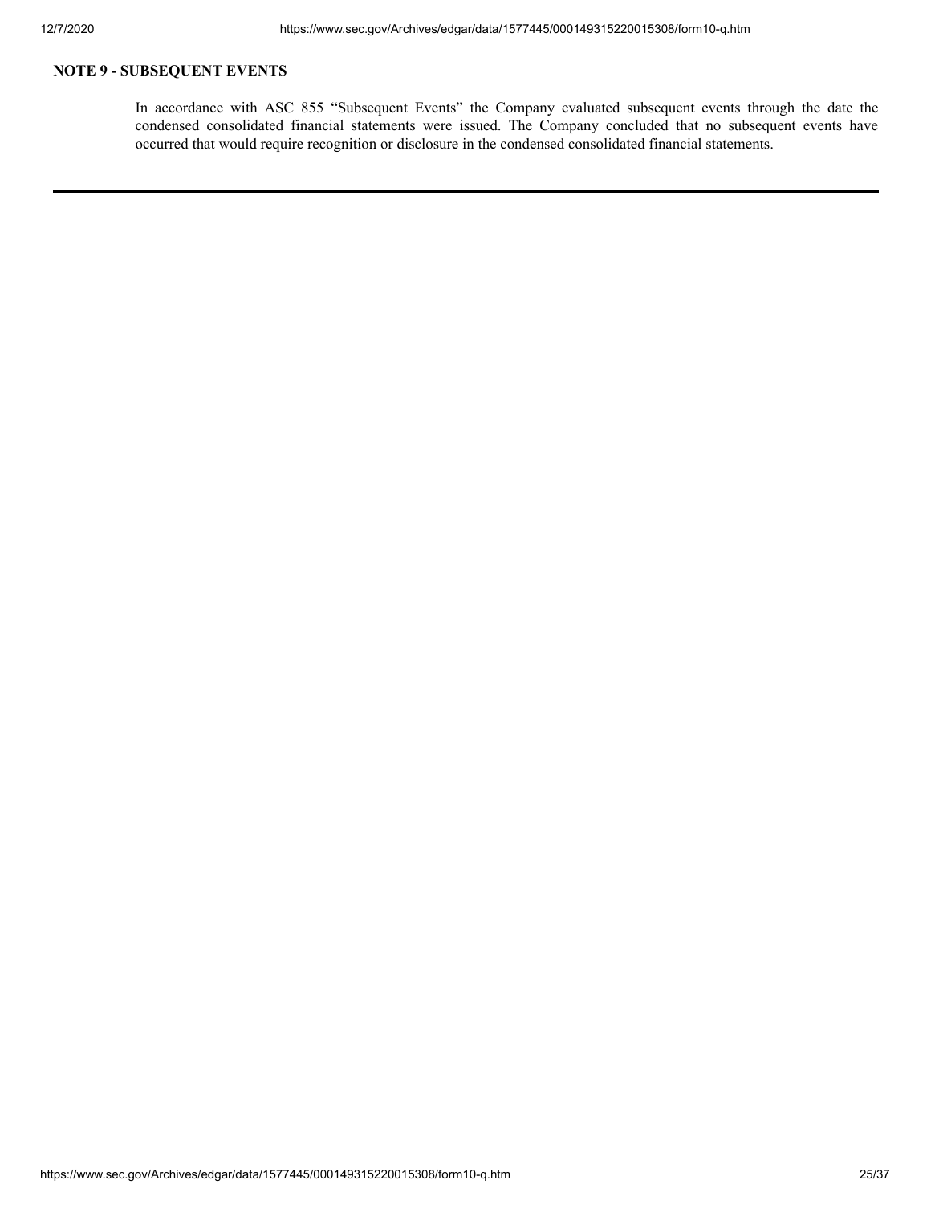## NOTE 9 - SUBSEQUENT EVENTS

In accordance with ASC 855 “Subsequent Events” the Company evaluated subsequent events through the date the condensed consolidated financial statements were issued. The Company concluded that no subsequent events have occurred that would require recognition or disclosure in the condensed consolidated financial statements.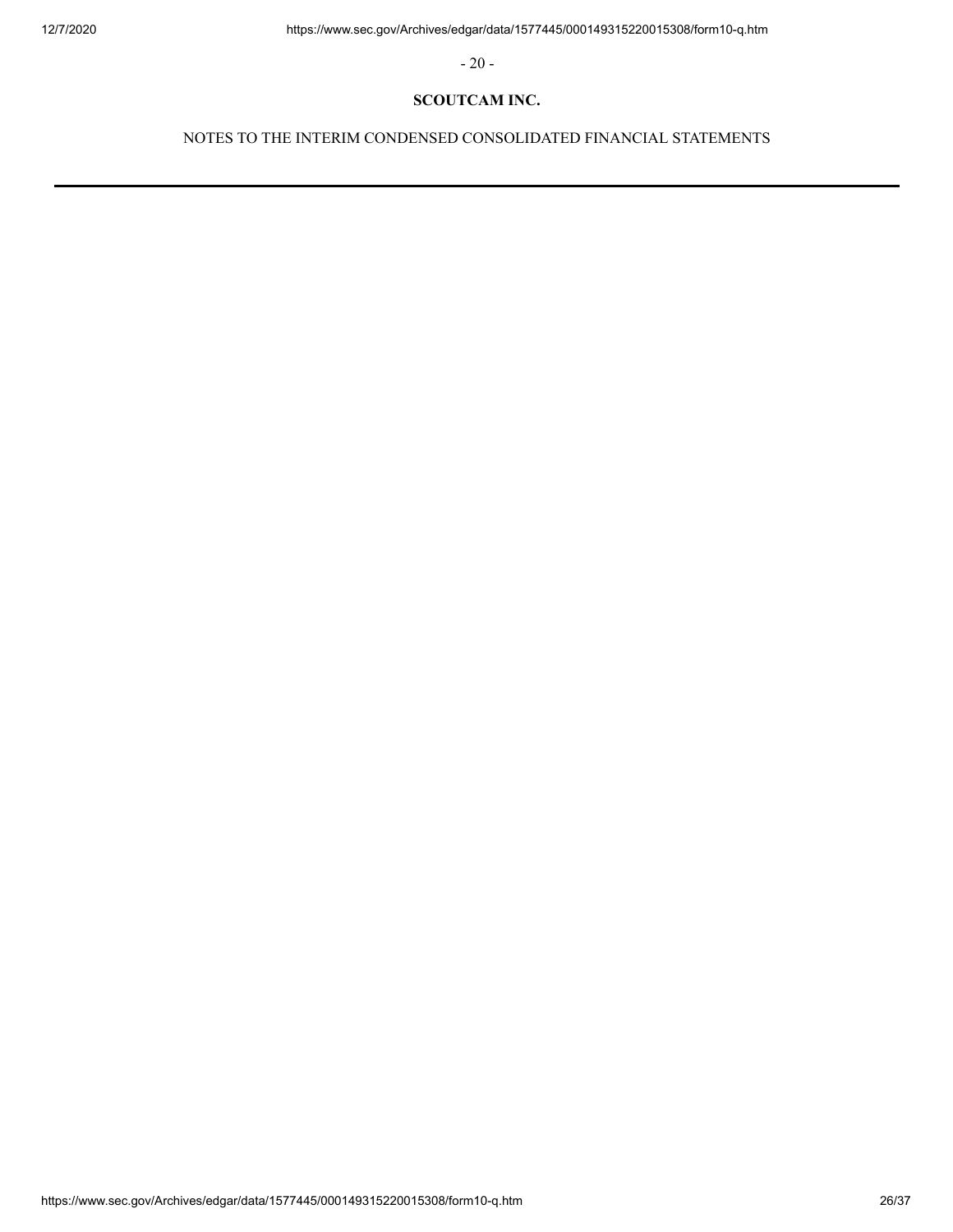**SCOUTCAM INC.**

NOTES TO THE INTERIM CONDENSED CONSOLIDATED FINANCIAL STATEMENTS

---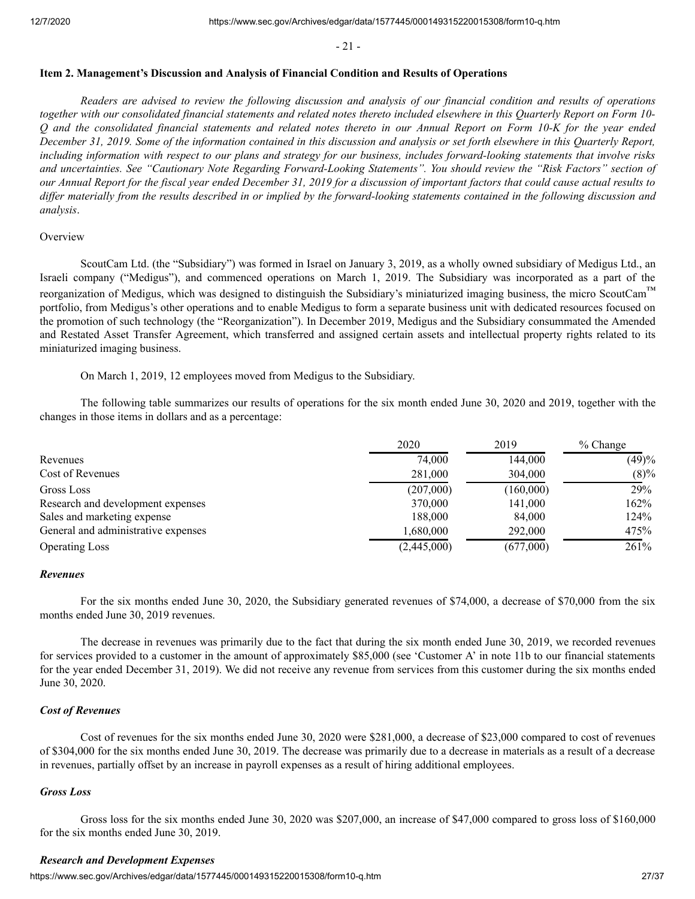### Item 2. Management's Discussion and Analysis of Financial Condition and Results of Operations

*Readers are advised to review the following discussion and analysis of our financial condition and results of operations together with our consolidated financial statements and related notes thereto included elsewhere in this Quarterly Report on Form 10-Q and the consolidated financial statements and related notes thereto in our Annual Report on Form 10-K for the year ended December 31, 2019. Some of the information contained in this discussion and analysis or set forth elsewhere in this Quarterly Report, including information with respect to our plans and strategy for our business, includes forward-looking statements that involve risks and uncertainties. See "Cautionary Note Regarding Forward-Looking Statements". You should review the "Risk Factors" section of our Annual Report for the fiscal year ended December 31, 2019 for a discussion of important factors that could cause actual results to differ materially from the results described in or implied by the forward-looking statements contained in the following discussion and analysis*.

Overview

ScoutCam Ltd. (the "Subsidiary") was formed in Israel on January 3, 2019, as a wholly owned subsidiary of Medigus Ltd., an Israeli company ("Medigus"), and commenced operations on March 1, 2019. The Subsidiary was incorporated as a part of the reorganization of Medigus, which was designed to distinguish the Subsidiary's miniaturized imaging business, the micro ScoutCam™ portfolio, from Medigus's other operations and to enable Medigus to form a separate business unit with dedicated resources focused on the promotion of such technology (the "Reorganization"). In December 2019, Medigus and the Subsidiary consummated the Amended and Restated Asset Transfer Agreement, which transferred and assigned certain assets and intellectual property rights related to its miniaturized imaging business.

On March 1, 2019, 12 employees moved from Medigus to the Subsidiary.

The following table summarizes our results of operations for the six month ended June 30, 2020 and 2019, together with the changes in those items in dollars and as a percentage:

| | 2020 | 2019 | % Change |
|---|---|---|---|
| Revenues | 74,000 | 144,000 | (49)% |
| Cost of Revenues | 281,000 | 304,000 | (8)% |
| Gross Loss | (207,000) | (160,000) | 29% |
| Research and development expenses | 370,000 | 141,000 | 162% |
| Sales and marketing expense | 188,000 | 84,000 | 124% |
| General and administrative expenses | 1,680,000 | 292,000 | 475% |
| Operating Loss | (2,445,000) | (677,000) | 261% |

#### *Revenues*

For the six months ended June 30, 2020, the Subsidiary generated revenues of $74,000, a decrease of $70,000 from the six months ended June 30, 2019 revenues.

The decrease in revenues was primarily due to the fact that during the six month ended June 30, 2019, we recorded revenues for services provided to a customer in the amount of approximately $85,000 (see 'Customer A' in note 11b to our financial statements for the year ended December 31, 2019). We did not receive any revenue from services from this customer during the six months ended June 30, 2020.

#### *Cost of Revenues*

Cost of revenues for the six months ended June 30, 2020 were $281,000, a decrease of $23,000 compared to cost of revenues of $304,000 for the six months ended June 30, 2019. The decrease was primarily due to a decrease in materials as a result of a decrease in revenues, partially offset by an increase in payroll expenses as a result of hiring additional employees.

#### *Gross Loss*

Gross loss for the six months ended June 30, 2020 was $207,000, an increase of $47,000 compared to gross loss of $160,000 for the six months ended June 30, 2019.

#### *Research and Development Expenses*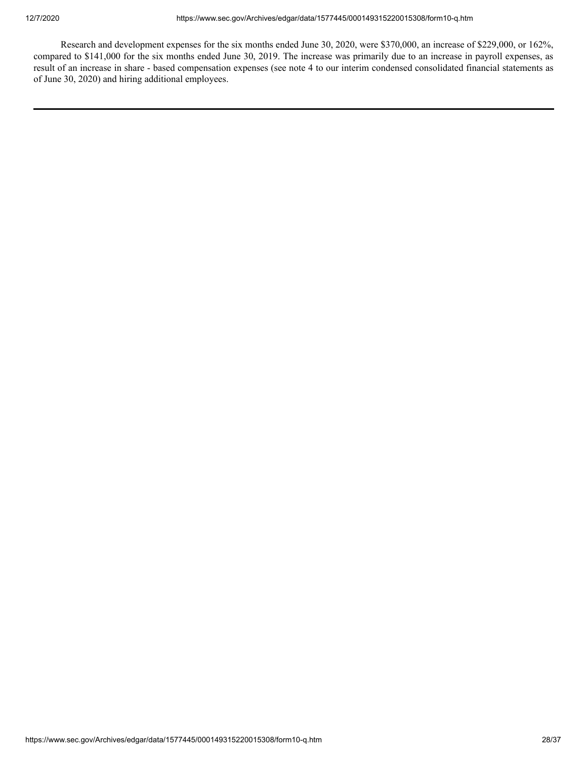Research and development expenses for the six months ended June 30, 2020, were $370,000, an increase of $229,000, or 162%, compared to $141,000 for the six months ended June 30, 2019. The increase was primarily due to an increase in payroll expenses, as result of an increase in share - based compensation expenses (see note 4 to our interim condensed consolidated financial statements as of June 30, 2020) and hiring additional employees.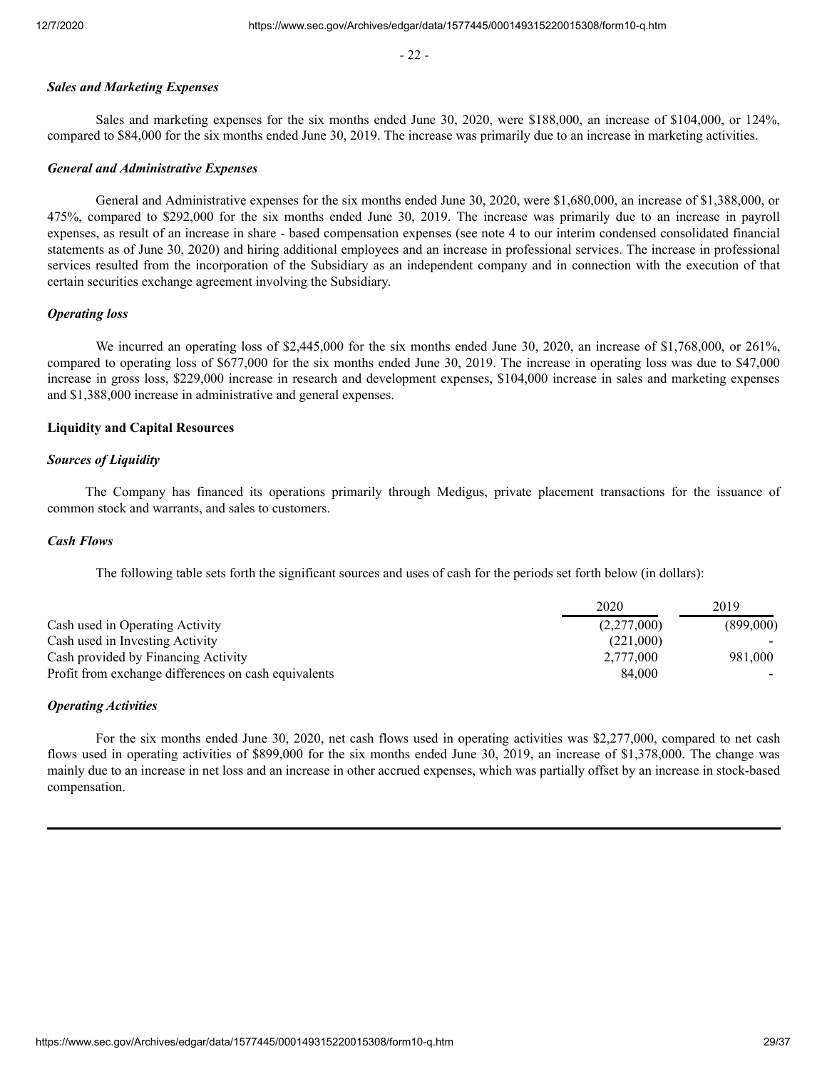***Sales and Marketing Expenses***

Sales and marketing expenses for the six months ended June 30, 2020, were $188,000, an increase of $104,000, or 124%, compared to $84,000 for the six months ended June 30, 2019. The increase was primarily due to an increase in marketing activities.

***General and Administrative Expenses***

General and Administrative expenses for the six months ended June 30, 2020, were $1,680,000, an increase of $1,388,000, or 475%, compared to $292,000 for the six months ended June 30, 2019. The increase was primarily due to an increase in payroll expenses, as result of an increase in share - based compensation expenses (see note 4 to our interim condensed consolidated financial statements as of June 30, 2020) and hiring additional employees and an increase in professional services. The increase in professional services resulted from the incorporation of the Subsidiary as an independent company and in connection with the execution of that certain securities exchange agreement involving the Subsidiary.

***Operating loss***

We incurred an operating loss of $2,445,000 for the six months ended June 30, 2020, an increase of $1,768,000, or 261%, compared to operating loss of $677,000 for the six months ended June 30, 2019. The increase in operating loss was due to $47,000 increase in gross loss, $229,000 increase in research and development expenses, $104,000 increase in sales and marketing expenses and $1,388,000 increase in administrative and general expenses.

**Liquidity and Capital Resources**

***Sources of Liquidity***

The Company has financed its operations primarily through Medigus, private placement transactions for the issuance of common stock and warrants, and sales to customers.

***Cash Flows***

The following table sets forth the significant sources and uses of cash for the periods set forth below (in dollars):

| | 2020 | 2019 |
|---|---|---|
| Cash used in Operating Activity | (2,277,000) | (899,000) |
| Cash used in Investing Activity | (221,000) | - |
| Cash provided by Financing Activity | 2,777,000 | 981,000 |
| Profit from exchange differences on cash equivalents | 84,000 | - |

***Operating Activities***

For the six months ended June 30, 2020, net cash flows used in operating activities was $2,277,000, compared to net cash flows used in operating activities of $899,000 for the six months ended June 30, 2019, an increase of $1,378,000. The change was mainly due to an increase in net loss and an increase in other accrued expenses, which was partially offset by an increase in stock-based compensation.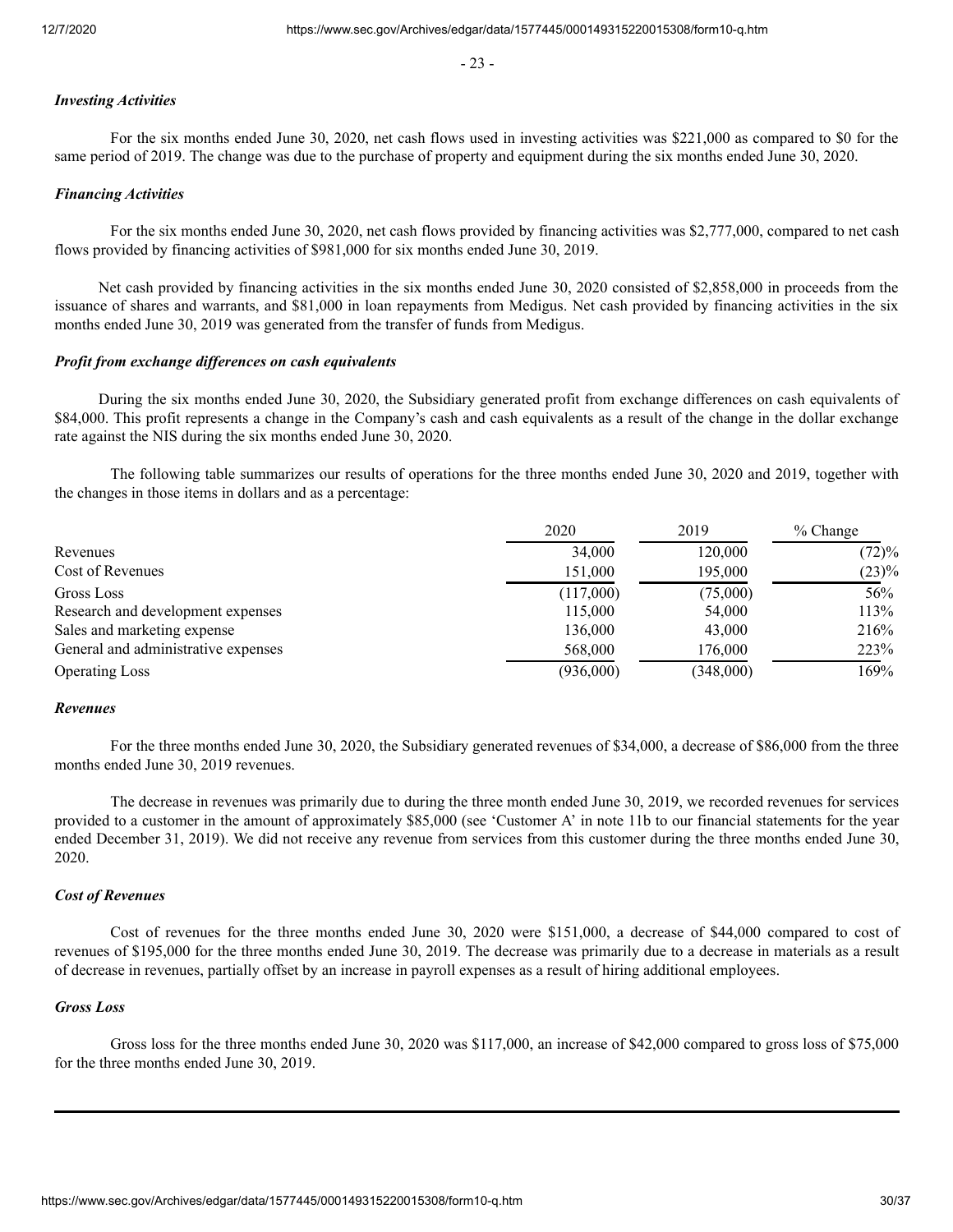### *Investing Activities*

For the six months ended June 30, 2020, net cash flows used in investing activities was $221,000 as compared to $0 for the same period of 2019. The change was due to the purchase of property and equipment during the six months ended June 30, 2020.

### *Financing Activities*

For the six months ended June 30, 2020, net cash flows provided by financing activities was $2,777,000, compared to net cash flows provided by financing activities of $981,000 for six months ended June 30, 2019.

Net cash provided by financing activities in the six months ended June 30, 2020 consisted of $2,858,000 in proceeds from the issuance of shares and warrants, and $81,000 in loan repayments from Medigus. Net cash provided by financing activities in the six months ended June 30, 2019 was generated from the transfer of funds from Medigus.

### *Profit from exchange differences on cash equivalents*

During the six months ended June 30, 2020, the Subsidiary generated profit from exchange differences on cash equivalents of $84,000. This profit represents a change in the Company's cash and cash equivalents as a result of the change in the dollar exchange rate against the NIS during the six months ended June 30, 2020.

The following table summarizes our results of operations for the three months ended June 30, 2020 and 2019, together with the changes in those items in dollars and as a percentage:

| | 2020 | 2019 | % Change |
|---|---|---|---|
| Revenues | 34,000 | 120,000 | (72)% |
| Cost of Revenues | 151,000 | 195,000 | (23)% |
| Gross Loss | (117,000) | (75,000) | 56% |
| Research and development expenses | 115,000 | 54,000 | 113% |
| Sales and marketing expense | 136,000 | 43,000 | 216% |
| General and administrative expenses | 568,000 | 176,000 | 223% |
| Operating Loss | (936,000) | (348,000) | 169% |

### *Revenues*

For the three months ended June 30, 2020, the Subsidiary generated revenues of $34,000, a decrease of $86,000 from the three months ended June 30, 2019 revenues.

The decrease in revenues was primarily due to during the three month ended June 30, 2019, we recorded revenues for services provided to a customer in the amount of approximately $85,000 (see 'Customer A' in note 11b to our financial statements for the year ended December 31, 2019). We did not receive any revenue from services from this customer during the three months ended June 30, 2020.

### *Cost of Revenues*

Cost of revenues for the three months ended June 30, 2020 were $151,000, a decrease of $44,000 compared to cost of revenues of $195,000 for the three months ended June 30, 2019. The decrease was primarily due to a decrease in materials as a result of decrease in revenues, partially offset by an increase in payroll expenses as a result of hiring additional employees.

### *Gross Loss*

Gross loss for the three months ended June 30, 2020 was $117,000, an increase of $42,000 compared to gross loss of $75,000 for the three months ended June 30, 2019.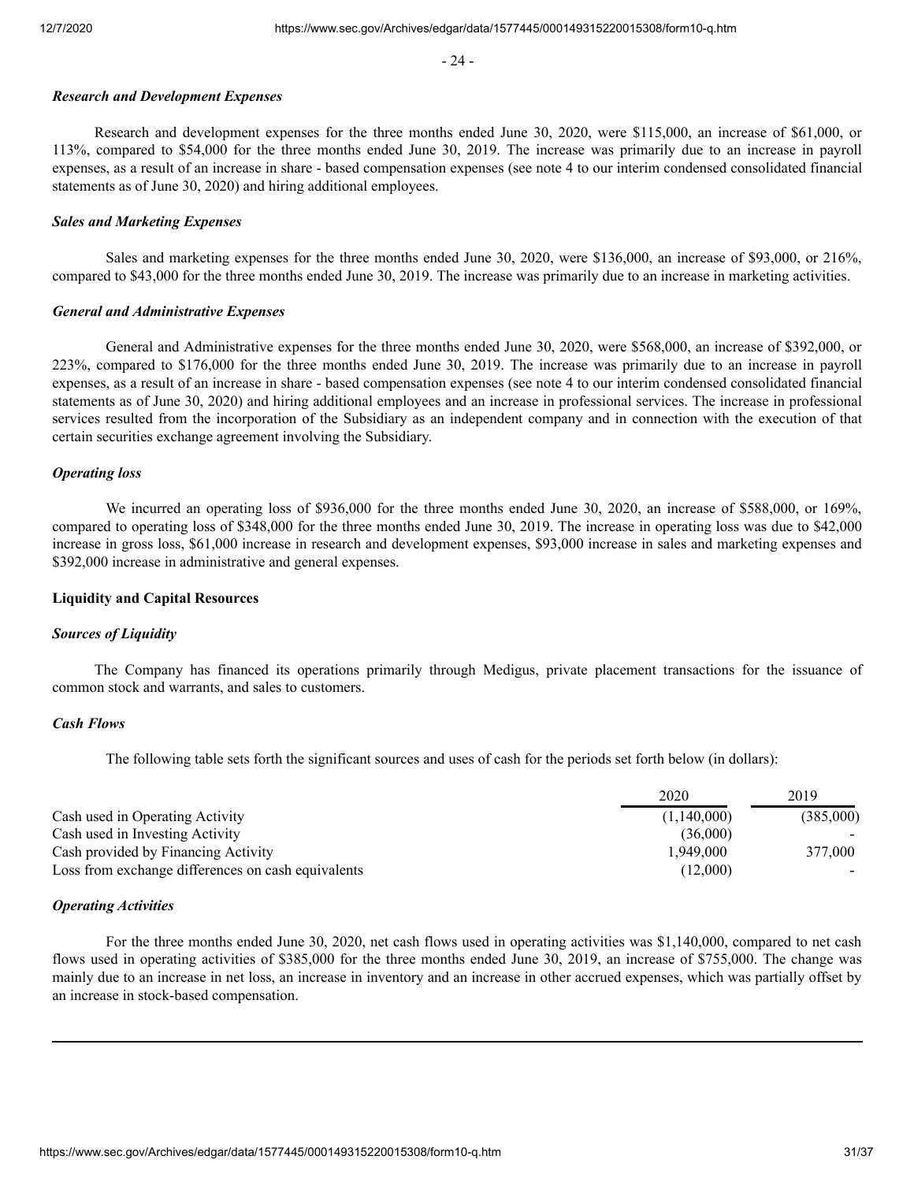***Research and Development Expenses***

Research and development expenses for the three months ended June 30, 2020, were $115,000, an increase of $61,000, or 113%, compared to $54,000 for the three months ended June 30, 2019. The increase was primarily due to an increase in payroll expenses, as a result of an increase in share - based compensation expenses (see note 4 to our interim condensed consolidated financial statements as of June 30, 2020) and hiring additional employees.

***Sales and Marketing Expenses***

Sales and marketing expenses for the three months ended June 30, 2020, were $136,000, an increase of $93,000, or 216%, compared to $43,000 for the three months ended June 30, 2019. The increase was primarily due to an increase in marketing activities.

***General and Administrative Expenses***

General and Administrative expenses for the three months ended June 30, 2020, were $568,000, an increase of $392,000, or 223%, compared to $176,000 for the three months ended June 30, 2019. The increase was primarily due to an increase in payroll expenses, as a result of an increase in share - based compensation expenses (see note 4 to our interim condensed consolidated financial statements as of June 30, 2020) and hiring additional employees and an increase in professional services. The increase in professional services resulted from the incorporation of the Subsidiary as an independent company and in connection with the execution of that certain securities exchange agreement involving the Subsidiary.

***Operating loss***

We incurred an operating loss of $936,000 for the three months ended June 30, 2020, an increase of $588,000, or 169%, compared to operating loss of $348,000 for the three months ended June 30, 2019. The increase in operating loss was due to $42,000 increase in gross loss, $61,000 increase in research and development expenses, $93,000 increase in sales and marketing expenses and $392,000 increase in administrative and general expenses.

**Liquidity and Capital Resources**

***Sources of Liquidity***

The Company has financed its operations primarily through Medigus, private placement transactions for the issuance of common stock and warrants, and sales to customers.

***Cash Flows***

The following table sets forth the significant sources and uses of cash for the periods set forth below (in dollars):

| | 2020 | 2019 |
|---|---|---|
| Cash used in Operating Activity | (1,140,000) | (385,000) |
| Cash used in Investing Activity | (36,000) | - |
| Cash provided by Financing Activity | 1,949,000 | 377,000 |
| Loss from exchange differences on cash equivalents | (12,000) | - |

***Operating Activities***

For the three months ended June 30, 2020, net cash flows used in operating activities was $1,140,000, compared to net cash flows used in operating activities of $385,000 for the three months ended June 30, 2019, an increase of $755,000. The change was mainly due to an increase in net loss, an increase in inventory and an increase in other accrued expenses, which was partially offset by an increase in stock-based compensation.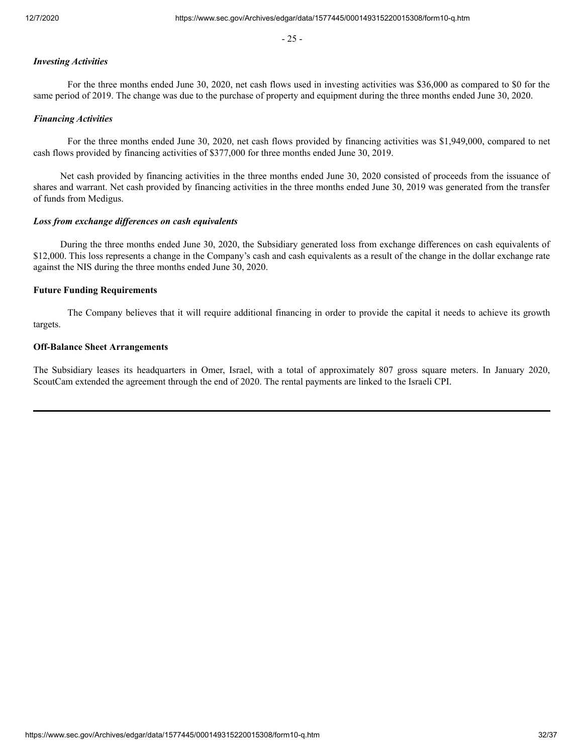*Investing Activities*

For the three months ended June 30, 2020, net cash flows used in investing activities was $36,000 as compared to $0 for the same period of 2019. The change was due to the purchase of property and equipment during the three months ended June 30, 2020.

*Financing Activities*

For the three months ended June 30, 2020, net cash flows provided by financing activities was $1,949,000, compared to net cash flows provided by financing activities of $377,000 for three months ended June 30, 2019.

Net cash provided by financing activities in the three months ended June 30, 2020 consisted of proceeds from the issuance of shares and warrant. Net cash provided by financing activities in the three months ended June 30, 2019 was generated from the transfer of funds from Medigus.

*Loss from exchange differences on cash equivalents*

During the three months ended June 30, 2020, the Subsidiary generated loss from exchange differences on cash equivalents of $12,000. This loss represents a change in the Company's cash and cash equivalents as a result of the change in the dollar exchange rate against the NIS during the three months ended June 30, 2020.

**Future Funding Requirements**

The Company believes that it will require additional financing in order to provide the capital it needs to achieve its growth targets.

**Off-Balance Sheet Arrangements**

The Subsidiary leases its headquarters in Omer, Israel, with a total of approximately 807 gross square meters. In January 2020, ScoutCam extended the agreement through the end of 2020. The rental payments are linked to the Israeli CPI.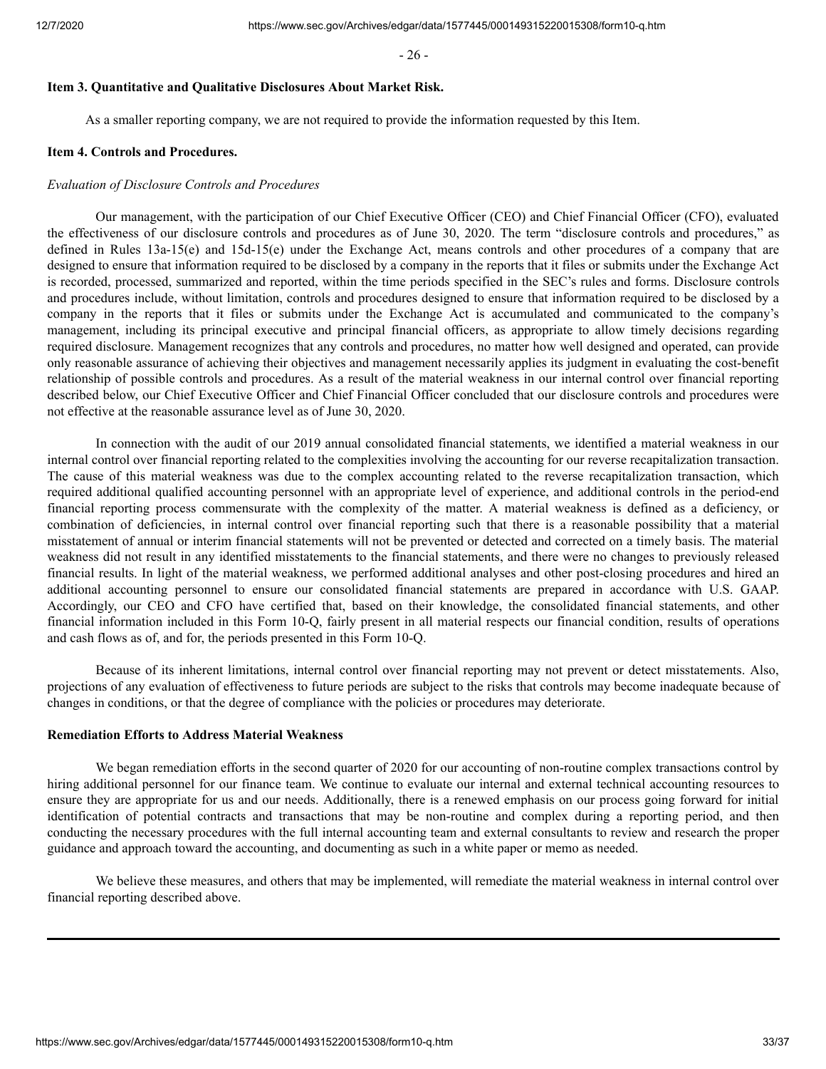### Item 3. Quantitative and Qualitative Disclosures About Market Risk.

As a smaller reporting company, we are not required to provide the information requested by this Item.

### Item 4. Controls and Procedures.

*Evaluation of Disclosure Controls and Procedures*

Our management, with the participation of our Chief Executive Officer (CEO) and Chief Financial Officer (CFO), evaluated the effectiveness of our disclosure controls and procedures as of June 30, 2020. The term "disclosure controls and procedures," as defined in Rules 13a-15(e) and 15d-15(e) under the Exchange Act, means controls and other procedures of a company that are designed to ensure that information required to be disclosed by a company in the reports that it files or submits under the Exchange Act is recorded, processed, summarized and reported, within the time periods specified in the SEC's rules and forms. Disclosure controls and procedures include, without limitation, controls and procedures designed to ensure that information required to be disclosed by a company in the reports that it files or submits under the Exchange Act is accumulated and communicated to the company's management, including its principal executive and principal financial officers, as appropriate to allow timely decisions regarding required disclosure. Management recognizes that any controls and procedures, no matter how well designed and operated, can provide only reasonable assurance of achieving their objectives and management necessarily applies its judgment in evaluating the cost-benefit relationship of possible controls and procedures. As a result of the material weakness in our internal control over financial reporting described below, our Chief Executive Officer and Chief Financial Officer concluded that our disclosure controls and procedures were not effective at the reasonable assurance level as of June 30, 2020.

In connection with the audit of our 2019 annual consolidated financial statements, we identified a material weakness in our internal control over financial reporting related to the complexities involving the accounting for our reverse recapitalization transaction. The cause of this material weakness was due to the complex accounting related to the reverse recapitalization transaction, which required additional qualified accounting personnel with an appropriate level of experience, and additional controls in the period-end financial reporting process commensurate with the complexity of the matter. A material weakness is defined as a deficiency, or combination of deficiencies, in internal control over financial reporting such that there is a reasonable possibility that a material misstatement of annual or interim financial statements will not be prevented or detected and corrected on a timely basis. The material weakness did not result in any identified misstatements to the financial statements, and there were no changes to previously released financial results. In light of the material weakness, we performed additional analyses and other post-closing procedures and hired an additional accounting personnel to ensure our consolidated financial statements are prepared in accordance with U.S. GAAP. Accordingly, our CEO and CFO have certified that, based on their knowledge, the consolidated financial statements, and other financial information included in this Form 10-Q, fairly present in all material respects our financial condition, results of operations and cash flows as of, and for, the periods presented in this Form 10-Q.

Because of its inherent limitations, internal control over financial reporting may not prevent or detect misstatements. Also, projections of any evaluation of effectiveness to future periods are subject to the risks that controls may become inadequate because of changes in conditions, or that the degree of compliance with the policies or procedures may deteriorate.

### Remediation Efforts to Address Material Weakness

We began remediation efforts in the second quarter of 2020 for our accounting of non-routine complex transactions control by hiring additional personnel for our finance team. We continue to evaluate our internal and external technical accounting resources to ensure they are appropriate for us and our needs. Additionally, there is a renewed emphasis on our process going forward for initial identification of potential contracts and transactions that may be non-routine and complex during a reporting period, and then conducting the necessary procedures with the full internal accounting team and external consultants to review and research the proper guidance and approach toward the accounting, and documenting as such in a white paper or memo as needed.

We believe these measures, and others that may be implemented, will remediate the material weakness in internal control over financial reporting described above.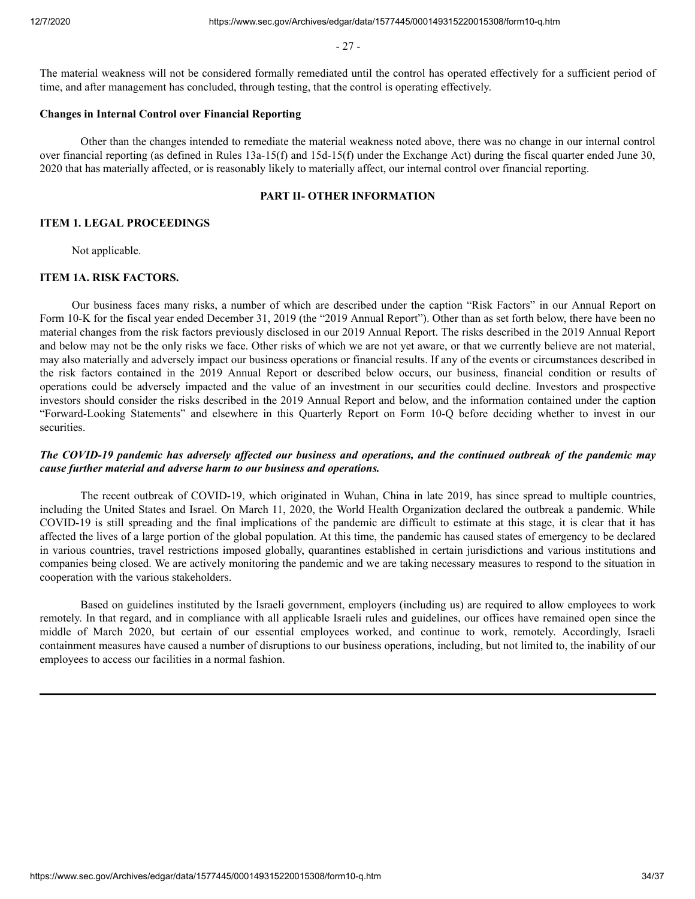The material weakness will not be considered formally remediated until the control has operated effectively for a sufficient period of time, and after management has concluded, through testing, that the control is operating effectively.

**Changes in Internal Control over Financial Reporting**

Other than the changes intended to remediate the material weakness noted above, there was no change in our internal control over financial reporting (as defined in Rules 13a-15(f) and 15d-15(f) under the Exchange Act) during the fiscal quarter ended June 30, 2020 that has materially affected, or is reasonably likely to materially affect, our internal control over financial reporting.

## PART II- OTHER INFORMATION

### ITEM 1. LEGAL PROCEEDINGS

Not applicable.

### ITEM 1A. RISK FACTORS.

Our business faces many risks, a number of which are described under the caption "Risk Factors" in our Annual Report on Form 10-K for the fiscal year ended December 31, 2019 (the "2019 Annual Report"). Other than as set forth below, there have been no material changes from the risk factors previously disclosed in our 2019 Annual Report. The risks described in the 2019 Annual Report and below may not be the only risks we face. Other risks of which we are not yet aware, or that we currently believe are not material, may also materially and adversely impact our business operations or financial results. If any of the events or circumstances described in the risk factors contained in the 2019 Annual Report or described below occurs, our business, financial condition or results of operations could be adversely impacted and the value of an investment in our securities could decline. Investors and prospective investors should consider the risks described in the 2019 Annual Report and below, and the information contained under the caption "Forward-Looking Statements" and elsewhere in this Quarterly Report on Form 10-Q before deciding whether to invest in our securities.

***The COVID-19 pandemic has adversely affected our business and operations, and the continued outbreak of the pandemic may cause further material and adverse harm to our business and operations.***

The recent outbreak of COVID-19, which originated in Wuhan, China in late 2019, has since spread to multiple countries, including the United States and Israel. On March 11, 2020, the World Health Organization declared the outbreak a pandemic. While COVID-19 is still spreading and the final implications of the pandemic are difficult to estimate at this stage, it is clear that it has affected the lives of a large portion of the global population. At this time, the pandemic has caused states of emergency to be declared in various countries, travel restrictions imposed globally, quarantines established in certain jurisdictions and various institutions and companies being closed. We are actively monitoring the pandemic and we are taking necessary measures to respond to the situation in cooperation with the various stakeholders.

Based on guidelines instituted by the Israeli government, employers (including us) are required to allow employees to work remotely. In that regard, and in compliance with all applicable Israeli rules and guidelines, our offices have remained open since the middle of March 2020, but certain of our essential employees worked, and continue to work, remotely. Accordingly, Israeli containment measures have caused a number of disruptions to our business operations, including, but not limited to, the inability of our employees to access our facilities in a normal fashion.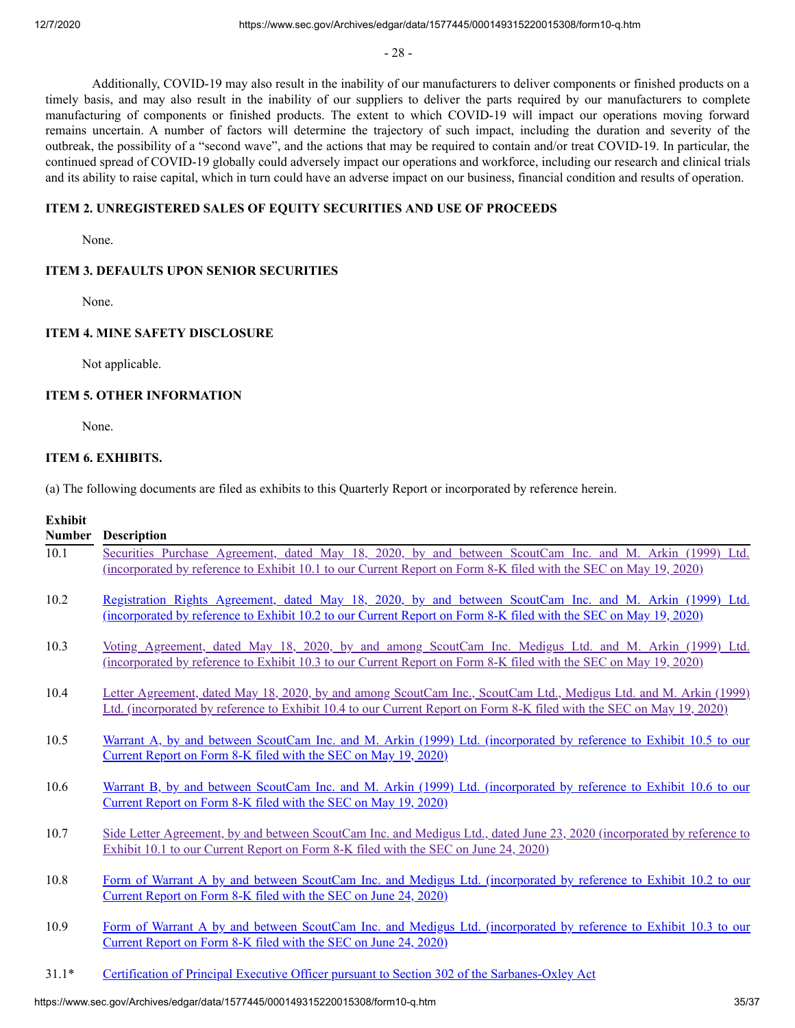Additionally, COVID-19 may also result in the inability of our manufacturers to deliver components or finished products on a timely basis, and may also result in the inability of our suppliers to deliver the parts required by our manufacturers to complete manufacturing of components or finished products. The extent to which COVID-19 will impact our operations moving forward remains uncertain. A number of factors will determine the trajectory of such impact, including the duration and severity of the outbreak, the possibility of a "second wave", and the actions that may be required to contain and/or treat COVID-19. In particular, the continued spread of COVID-19 globally could adversely impact our operations and workforce, including our research and clinical trials and its ability to raise capital, which in turn could have an adverse impact on our business, financial condition and results of operation.

### ITEM 2. UNREGISTERED SALES OF EQUITY SECURITIES AND USE OF PROCEEDS

None.

### ITEM 3. DEFAULTS UPON SENIOR SECURITIES

None.

### ITEM 4. MINE SAFETY DISCLOSURE

Not applicable.

### ITEM 5. OTHER INFORMATION

None.

### ITEM 6. EXHIBITS.

(a) The following documents are filed as exhibits to this Quarterly Report or incorporated by reference herein.

| Exhibit Number | Description |
|---|---|
| 10.1 | Securities Purchase Agreement, dated May 18, 2020, by and between ScoutCam Inc. and M. Arkin (1999) Ltd. (incorporated by reference to Exhibit 10.1 to our Current Report on Form 8-K filed with the SEC on May 19, 2020) |
| 10.2 | Registration Rights Agreement, dated May 18, 2020, by and between ScoutCam Inc. and M. Arkin (1999) Ltd. (incorporated by reference to Exhibit 10.2 to our Current Report on Form 8-K filed with the SEC on May 19, 2020) |
| 10.3 | Voting Agreement, dated May 18, 2020, by and among ScoutCam Inc. Medigus Ltd. and M. Arkin (1999) Ltd. (incorporated by reference to Exhibit 10.3 to our Current Report on Form 8-K filed with the SEC on May 19, 2020) |
| 10.4 | Letter Agreement, dated May 18, 2020, by and among ScoutCam Inc., ScoutCam Ltd., Medigus Ltd. and M. Arkin (1999) Ltd. (incorporated by reference to Exhibit 10.4 to our Current Report on Form 8-K filed with the SEC on May 19, 2020) |
| 10.5 | Warrant A, by and between ScoutCam Inc. and M. Arkin (1999) Ltd. (incorporated by reference to Exhibit 10.5 to our Current Report on Form 8-K filed with the SEC on May 19, 2020) |
| 10.6 | Warrant B, by and between ScoutCam Inc. and M. Arkin (1999) Ltd. (incorporated by reference to Exhibit 10.6 to our Current Report on Form 8-K filed with the SEC on May 19, 2020) |
| 10.7 | Side Letter Agreement, by and between ScoutCam Inc. and Medigus Ltd., dated June 23, 2020 (incorporated by reference to Exhibit 10.1 to our Current Report on Form 8-K filed with the SEC on June 24, 2020) |
| 10.8 | Form of Warrant A by and between ScoutCam Inc. and Medigus Ltd. (incorporated by reference to Exhibit 10.2 to our Current Report on Form 8-K filed with the SEC on June 24, 2020) |
| 10.9 | Form of Warrant A by and between ScoutCam Inc. and Medigus Ltd. (incorporated by reference to Exhibit 10.3 to our Current Report on Form 8-K filed with the SEC on June 24, 2020) |
| 31.1* | Certification of Principal Executive Officer pursuant to Section 302 of the Sarbanes-Oxley Act |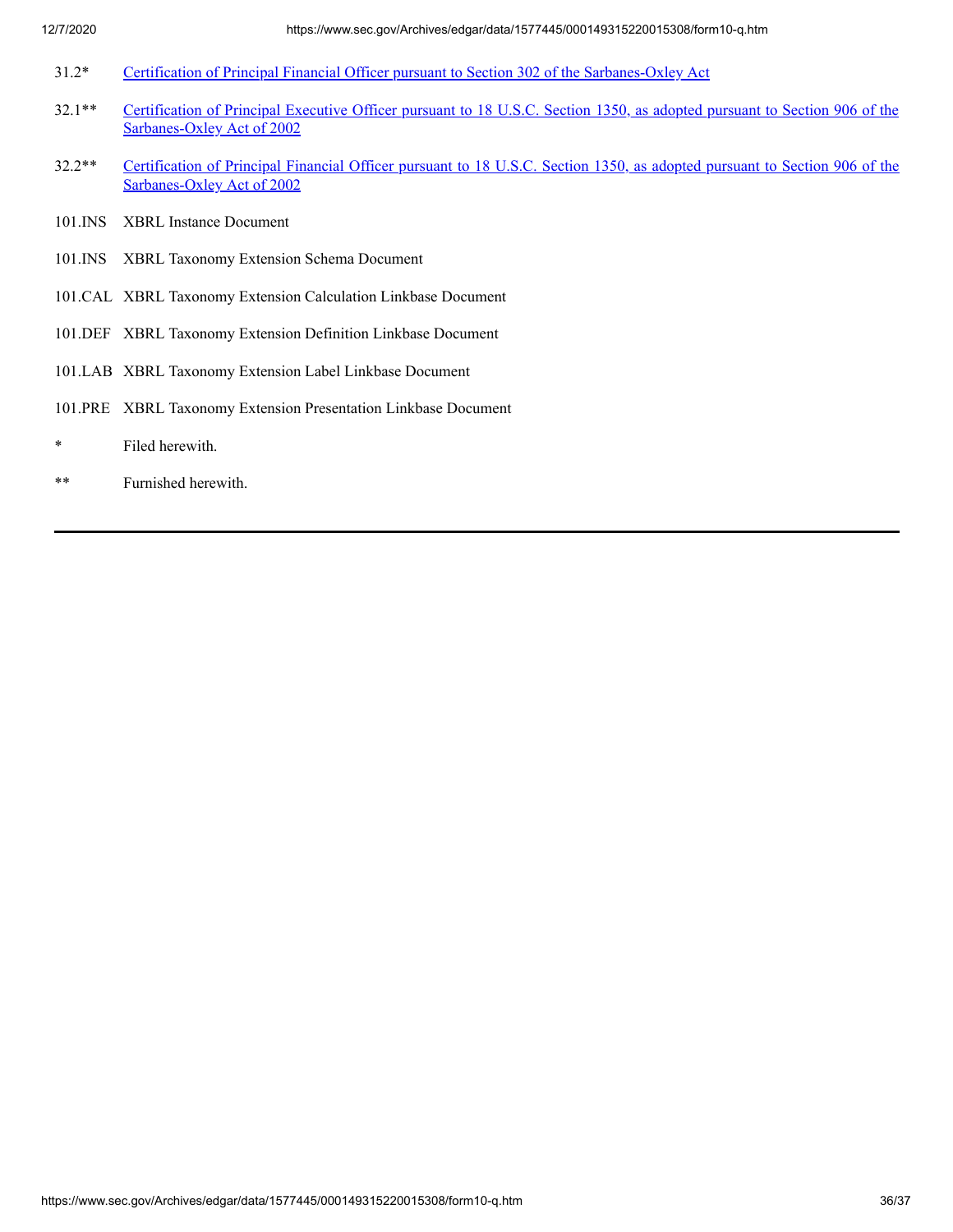| | |
|---|---|
| 31.2* | Certification of Principal Financial Officer pursuant to Section 302 of the Sarbanes-Oxley Act |
| 32.1** | Certification of Principal Executive Officer pursuant to 18 U.S.C. Section 1350, as adopted pursuant to Section 906 of the Sarbanes-Oxley Act of 2002 |
| 32.2** | Certification of Principal Financial Officer pursuant to 18 U.S.C. Section 1350, as adopted pursuant to Section 906 of the Sarbanes-Oxley Act of 2002 |
| 101.INS | XBRL Instance Document |
| 101.INS | XBRL Taxonomy Extension Schema Document |
| 101.CAL | XBRL Taxonomy Extension Calculation Linkbase Document |
| 101.DEF | XBRL Taxonomy Extension Definition Linkbase Document |
| 101.LAB | XBRL Taxonomy Extension Label Linkbase Document |
| 101.PRE | XBRL Taxonomy Extension Presentation Linkbase Document |
| * | Filed herewith. |
| ** | Furnished herewith. |

---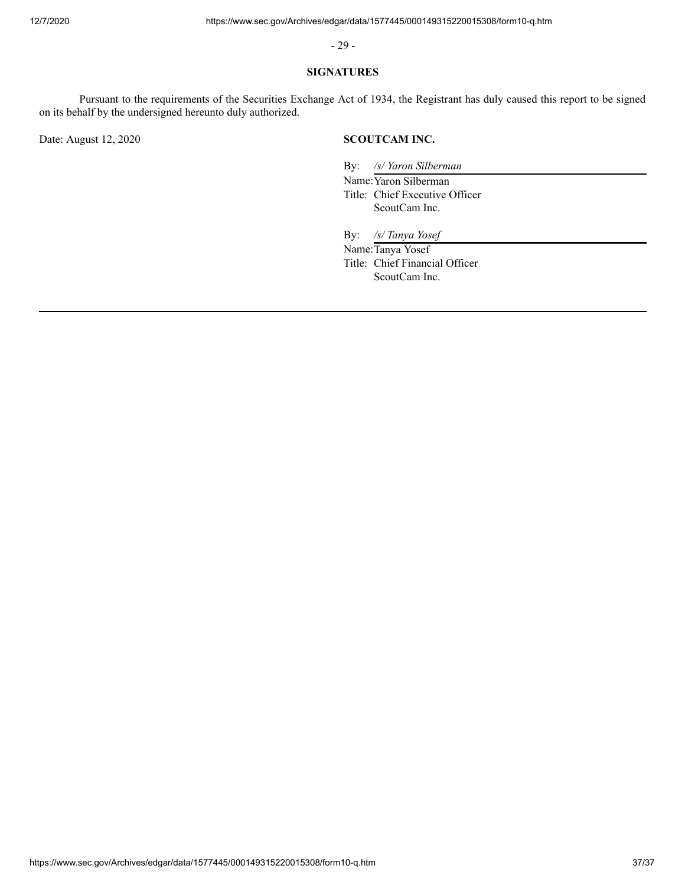## SIGNATURES

Pursuant to the requirements of the Securities Exchange Act of 1934, the Registrant has duly caused this report to be signed on its behalf by the undersigned hereunto duly authorized.

Date: August 12, 2020

**SCOUTCAM INC.**

By: */s/ Yaron Silberman*
Name: Yaron Silberman
Title: Chief Executive Officer
ScoutCam Inc.

By: */s/ Tanya Yosef*
Name: Tanya Yosef
Title: Chief Financial Officer
ScoutCam Inc.